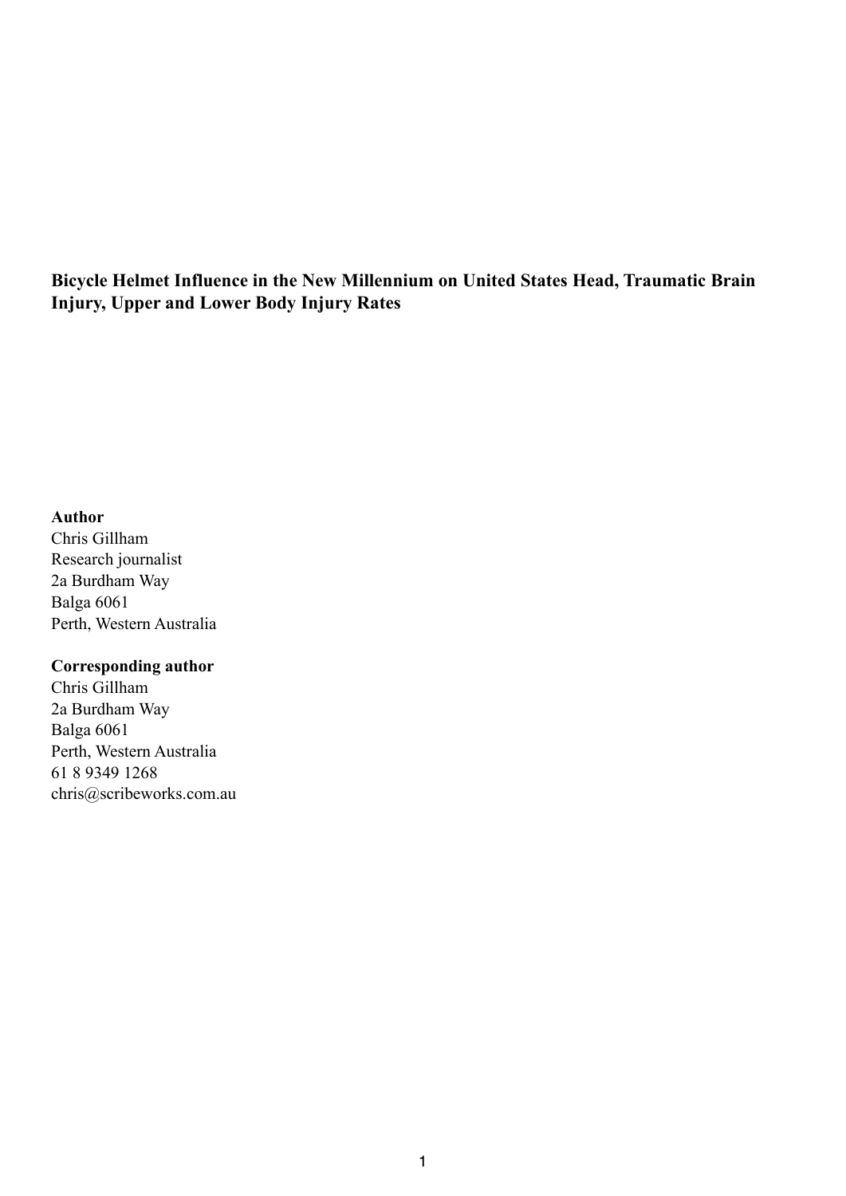# Bicycle Helmet Influence in the New Millennium on United States Head, Traumatic Brain Injury, Upper and Lower Body Injury Rates

**Author**

Chris Gillham
Research journalist
2a Burdham Way
Balga 6061
Perth, Western Australia

**Corresponding author**

Chris Gillham
2a Burdham Way
Balga 6061
Perth, Western Australia
61 8 9349 1268
chris@scribeworks.com.au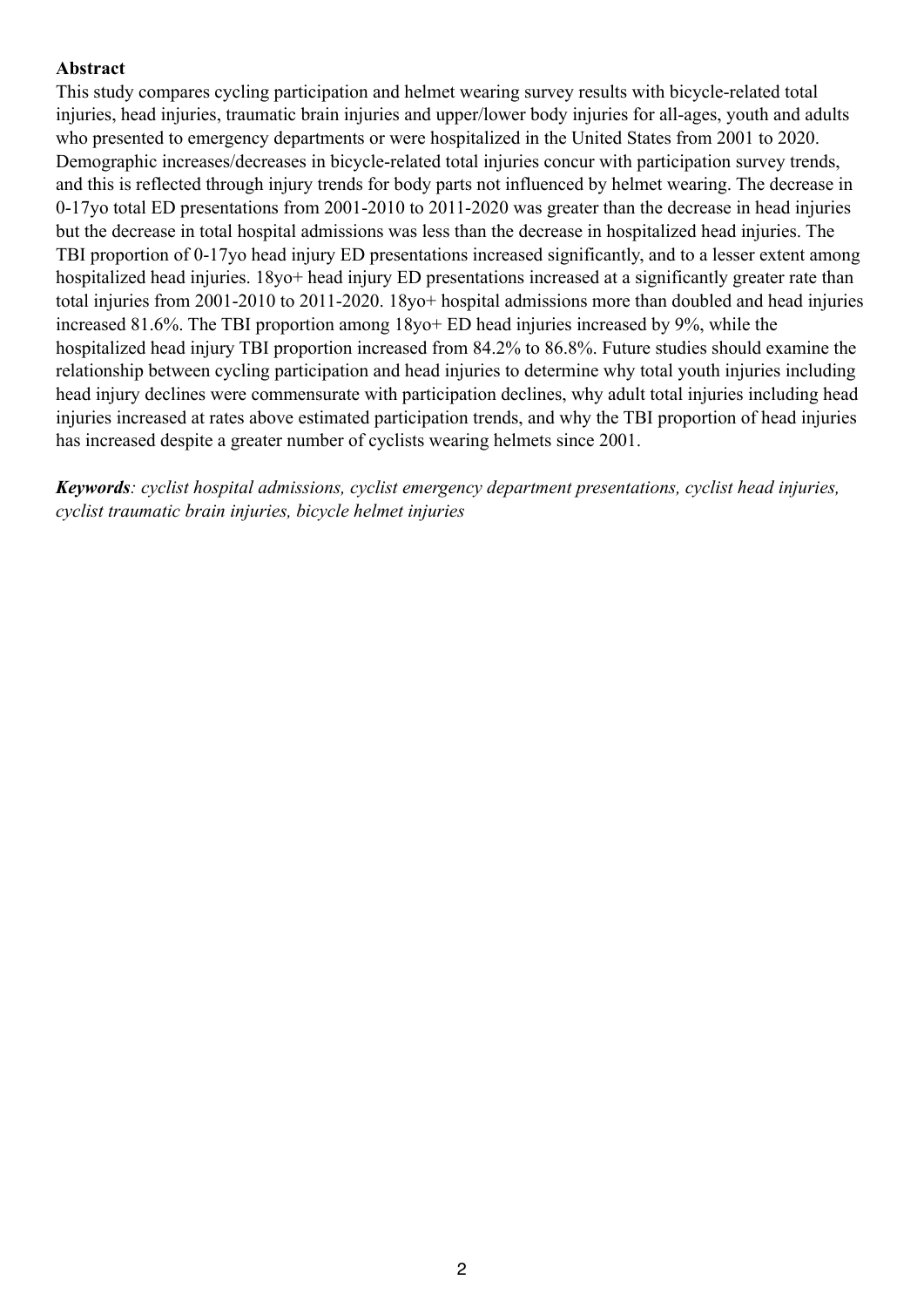**Abstract**

This study compares cycling participation and helmet wearing survey results with bicycle-related total injuries, head injuries, traumatic brain injuries and upper/lower body injuries for all-ages, youth and adults who presented to emergency departments or were hospitalized in the United States from 2001 to 2020. Demographic increases/decreases in bicycle-related total injuries concur with participation survey trends, and this is reflected through injury trends for body parts not influenced by helmet wearing. The decrease in 0-17yo total ED presentations from 2001-2010 to 2011-2020 was greater than the decrease in head injuries but the decrease in total hospital admissions was less than the decrease in hospitalized head injuries. The TBI proportion of 0-17yo head injury ED presentations increased significantly, and to a lesser extent among hospitalized head injuries. 18yo+ head injury ED presentations increased at a significantly greater rate than total injuries from 2001-2010 to 2011-2020. 18yo+ hospital admissions more than doubled and head injuries increased 81.6%. The TBI proportion among 18yo+ ED head injuries increased by 9%, while the hospitalized head injury TBI proportion increased from 84.2% to 86.8%. Future studies should examine the relationship between cycling participation and head injuries to determine why total youth injuries including head injury declines were commensurate with participation declines, why adult total injuries including head injuries increased at rates above estimated participation trends, and why the TBI proportion of head injuries has increased despite a greater number of cyclists wearing helmets since 2001.

***Keywords****: cyclist hospital admissions, cyclist emergency department presentations, cyclist head injuries, cyclist traumatic brain injuries, bicycle helmet injuries*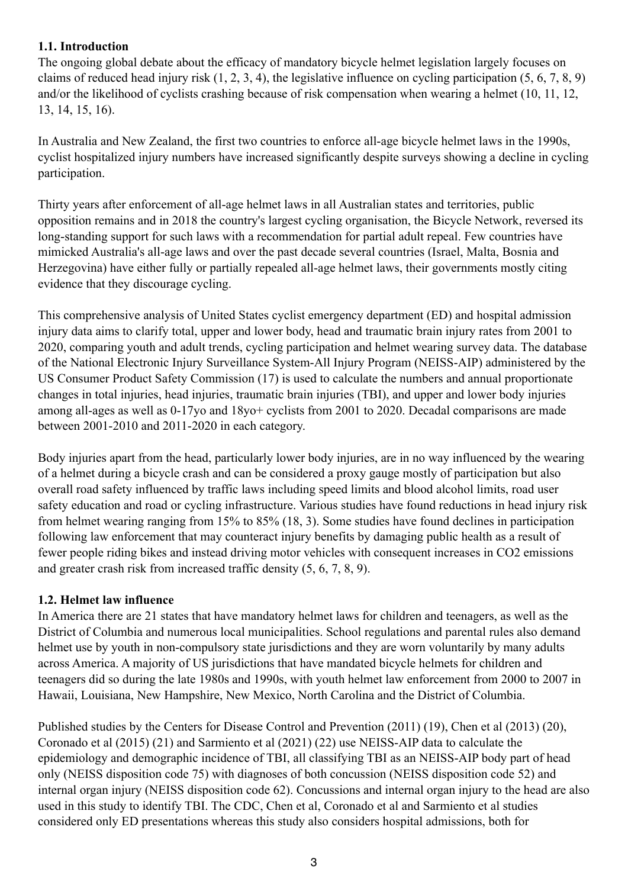### 1.1. Introduction

The ongoing global debate about the efficacy of mandatory bicycle helmet legislation largely focuses on claims of reduced head injury risk (1, 2, 3, 4), the legislative influence on cycling participation (5, 6, 7, 8, 9) and/or the likelihood of cyclists crashing because of risk compensation when wearing a helmet (10, 11, 12, 13, 14, 15, 16).

In Australia and New Zealand, the first two countries to enforce all-age bicycle helmet laws in the 1990s, cyclist hospitalized injury numbers have increased significantly despite surveys showing a decline in cycling participation.

Thirty years after enforcement of all-age helmet laws in all Australian states and territories, public opposition remains and in 2018 the country's largest cycling organisation, the Bicycle Network, reversed its long-standing support for such laws with a recommendation for partial adult repeal. Few countries have mimicked Australia's all-age laws and over the past decade several countries (Israel, Malta, Bosnia and Herzegovina) have either fully or partially repealed all-age helmet laws, their governments mostly citing evidence that they discourage cycling.

This comprehensive analysis of United States cyclist emergency department (ED) and hospital admission injury data aims to clarify total, upper and lower body, head and traumatic brain injury rates from 2001 to 2020, comparing youth and adult trends, cycling participation and helmet wearing survey data. The database of the National Electronic Injury Surveillance System-All Injury Program (NEISS-AIP) administered by the US Consumer Product Safety Commission (17) is used to calculate the numbers and annual proportionate changes in total injuries, head injuries, traumatic brain injuries (TBI), and upper and lower body injuries among all-ages as well as 0-17yo and 18yo+ cyclists from 2001 to 2020. Decadal comparisons are made between 2001-2010 and 2011-2020 in each category.

Body injuries apart from the head, particularly lower body injuries, are in no way influenced by the wearing of a helmet during a bicycle crash and can be considered a proxy gauge mostly of participation but also overall road safety influenced by traffic laws including speed limits and blood alcohol limits, road user safety education and road or cycling infrastructure. Various studies have found reductions in head injury risk from helmet wearing ranging from 15% to 85% (18, 3). Some studies have found declines in participation following law enforcement that may counteract injury benefits by damaging public health as a result of fewer people riding bikes and instead driving motor vehicles with consequent increases in $CO_2$ emissions and greater crash risk from increased traffic density (5, 6, 7, 8, 9).

### 1.2. Helmet law influence

In America there are 21 states that have mandatory helmet laws for children and teenagers, as well as the District of Columbia and numerous local municipalities. School regulations and parental rules also demand helmet use by youth in non-compulsory state jurisdictions and they are worn voluntarily by many adults across America. A majority of US jurisdictions that have mandated bicycle helmets for children and teenagers did so during the late 1980s and 1990s, with youth helmet law enforcement from 2000 to 2007 in Hawaii, Louisiana, New Hampshire, New Mexico, North Carolina and the District of Columbia.

Published studies by the Centers for Disease Control and Prevention (2011) (19), Chen et al (2013) (20), Coronado et al (2015) (21) and Sarmiento et al (2021) (22) use NEISS-AIP data to calculate the epidemiology and demographic incidence of TBI, all classifying TBI as an NEISS-AIP body part of head only (NEISS disposition code 75) with diagnoses of both concussion (NEISS disposition code 52) and internal organ injury (NEISS disposition code 62). Concussions and internal organ injury to the head are also used in this study to identify TBI. The CDC, Chen et al, Coronado et al and Sarmiento et al studies considered only ED presentations whereas this study also considers hospital admissions, both for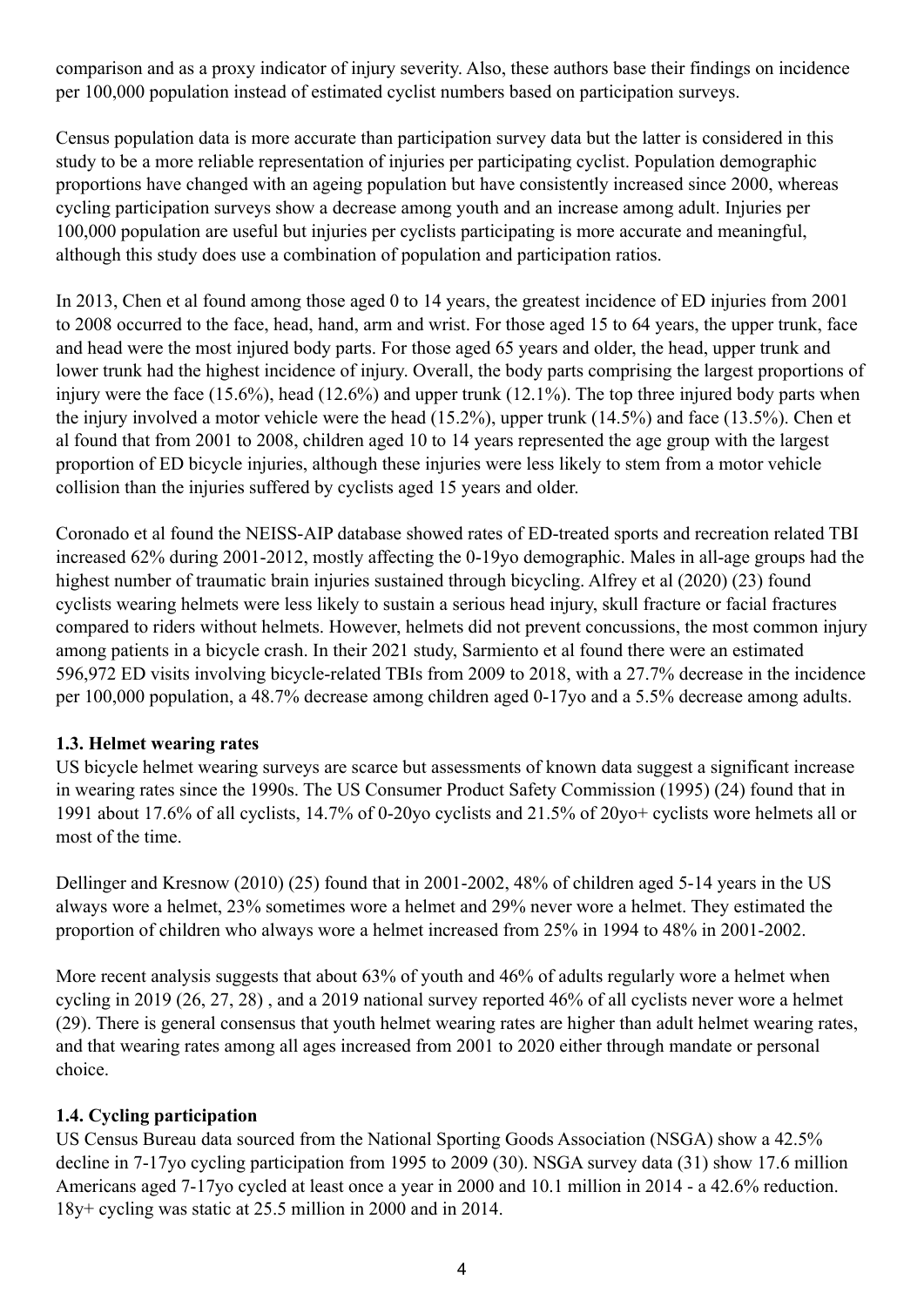comparison and as a proxy indicator of injury severity. Also, these authors base their findings on incidence per 100,000 population instead of estimated cyclist numbers based on participation surveys.

Census population data is more accurate than participation survey data but the latter is considered in this study to be a more reliable representation of injuries per participating cyclist. Population demographic proportions have changed with an ageing population but have consistently increased since 2000, whereas cycling participation surveys show a decrease among youth and an increase among adult. Injuries per 100,000 population are useful but injuries per cyclists participating is more accurate and meaningful, although this study does use a combination of population and participation ratios.

In 2013, Chen et al found among those aged 0 to 14 years, the greatest incidence of ED injuries from 2001 to 2008 occurred to the face, head, hand, arm and wrist. For those aged 15 to 64 years, the upper trunk, face and head were the most injured body parts. For those aged 65 years and older, the head, upper trunk and lower trunk had the highest incidence of injury. Overall, the body parts comprising the largest proportions of injury were the face (15.6%), head (12.6%) and upper trunk (12.1%). The top three injured body parts when the injury involved a motor vehicle were the head (15.2%), upper trunk (14.5%) and face (13.5%). Chen et al found that from 2001 to 2008, children aged 10 to 14 years represented the age group with the largest proportion of ED bicycle injuries, although these injuries were less likely to stem from a motor vehicle collision than the injuries suffered by cyclists aged 15 years and older.

Coronado et al found the NEISS-AIP database showed rates of ED-treated sports and recreation related TBI increased 62% during 2001-2012, mostly affecting the 0-19yo demographic. Males in all-age groups had the highest number of traumatic brain injuries sustained through bicycling. Alfrey et al (2020) (23) found cyclists wearing helmets were less likely to sustain a serious head injury, skull fracture or facial fractures compared to riders without helmets. However, helmets did not prevent concussions, the most common injury among patients in a bicycle crash. In their 2021 study, Sarmiento et al found there were an estimated 596,972 ED visits involving bicycle-related TBIs from 2009 to 2018, with a 27.7% decrease in the incidence per 100,000 population, a 48.7% decrease among children aged 0-17yo and a 5.5% decrease among adults.

**1.3. Helmet wearing rates**

US bicycle helmet wearing surveys are scarce but assessments of known data suggest a significant increase in wearing rates since the 1990s. The US Consumer Product Safety Commission (1995) (24) found that in 1991 about 17.6% of all cyclists, 14.7% of 0-20yo cyclists and 21.5% of 20yo+ cyclists wore helmets all or most of the time.

Dellinger and Kresnow (2010) (25) found that in 2001-2002, 48% of children aged 5-14 years in the US always wore a helmet, 23% sometimes wore a helmet and 29% never wore a helmet. They estimated the proportion of children who always wore a helmet increased from 25% in 1994 to 48% in 2001-2002.

More recent analysis suggests that about 63% of youth and 46% of adults regularly wore a helmet when cycling in 2019 (26, 27, 28) , and a 2019 national survey reported 46% of all cyclists never wore a helmet (29). There is general consensus that youth helmet wearing rates are higher than adult helmet wearing rates, and that wearing rates among all ages increased from 2001 to 2020 either through mandate or personal choice.

**1.4. Cycling participation**

US Census Bureau data sourced from the National Sporting Goods Association (NSGA) show a 42.5% decline in 7-17yo cycling participation from 1995 to 2009 (30). NSGA survey data (31) show 17.6 million Americans aged 7-17yo cycled at least once a year in 2000 and 10.1 million in 2014 - a 42.6% reduction. 18y+ cycling was static at 25.5 million in 2000 and in 2014.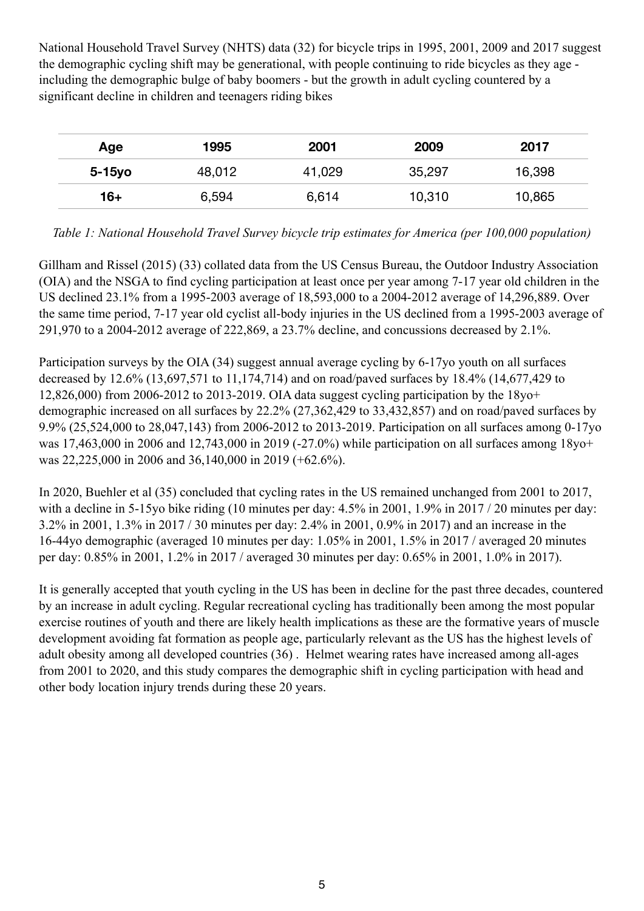National Household Travel Survey (NHTS) data (32) for bicycle trips in 1995, 2001, 2009 and 2017 suggest the demographic cycling shift may be generational, with people continuing to ride bicycles as they age - including the demographic bulge of baby boomers - but the growth in adult cycling countered by a significant decline in children and teenagers riding bikes

| Age | 1995 | 2001 | 2009 | 2017 |
|---|---|---|---|---|
| **5-15yo** | 48,012 | 41,029 | 35,297 | 16,398 |
| **16+** | 6,594 | 6,614 | 10,310 | 10,865 |

*Table 1: National Household Travel Survey bicycle trip estimates for America (per 100,000 population)*

Gillham and Rissel (2015) (33) collated data from the US Census Bureau, the Outdoor Industry Association (OIA) and the NSGA to find cycling participation at least once per year among 7-17 year old children in the US declined 23.1% from a 1995-2003 average of 18,593,000 to a 2004-2012 average of 14,296,889. Over the same time period, 7-17 year old cyclist all-body injuries in the US declined from a 1995-2003 average of 291,970 to a 2004-2012 average of 222,869, a 23.7% decline, and concussions decreased by 2.1%.

Participation surveys by the OIA (34) suggest annual average cycling by 6-17yo youth on all surfaces decreased by 12.6% (13,697,571 to 11,174,714) and on road/paved surfaces by 18.4% (14,677,429 to 12,826,000) from 2006-2012 to 2013-2019. OIA data suggest cycling participation by the 18yo+ demographic increased on all surfaces by 22.2% (27,362,429 to 33,432,857) and on road/paved surfaces by 9.9% (25,524,000 to 28,047,143) from 2006-2012 to 2013-2019. Participation on all surfaces among 0-17yo was 17,463,000 in 2006 and 12,743,000 in 2019 (-27.0%) while participation on all surfaces among 18yo+ was 22,225,000 in 2006 and 36,140,000 in 2019 (+62.6%).

In 2020, Buehler et al (35) concluded that cycling rates in the US remained unchanged from 2001 to 2017, with a decline in 5-15yo bike riding (10 minutes per day: 4.5% in 2001, 1.9% in 2017 / 20 minutes per day: 3.2% in 2001, 1.3% in 2017 / 30 minutes per day: 2.4% in 2001, 0.9% in 2017) and an increase in the 16-44yo demographic (averaged 10 minutes per day: 1.05% in 2001, 1.5% in 2017 / averaged 20 minutes per day: 0.85% in 2001, 1.2% in 2017 / averaged 30 minutes per day: 0.65% in 2001, 1.0% in 2017).

It is generally accepted that youth cycling in the US has been in decline for the past three decades, countered by an increase in adult cycling. Regular recreational cycling has traditionally been among the most popular exercise routines of youth and there are likely health implications as these are the formative years of muscle development avoiding fat formation as people age, particularly relevant as the US has the highest levels of adult obesity among all developed countries (36) . Helmet wearing rates have increased among all-ages from 2001 to 2020, and this study compares the demographic shift in cycling participation with head and other body location injury trends during these 20 years.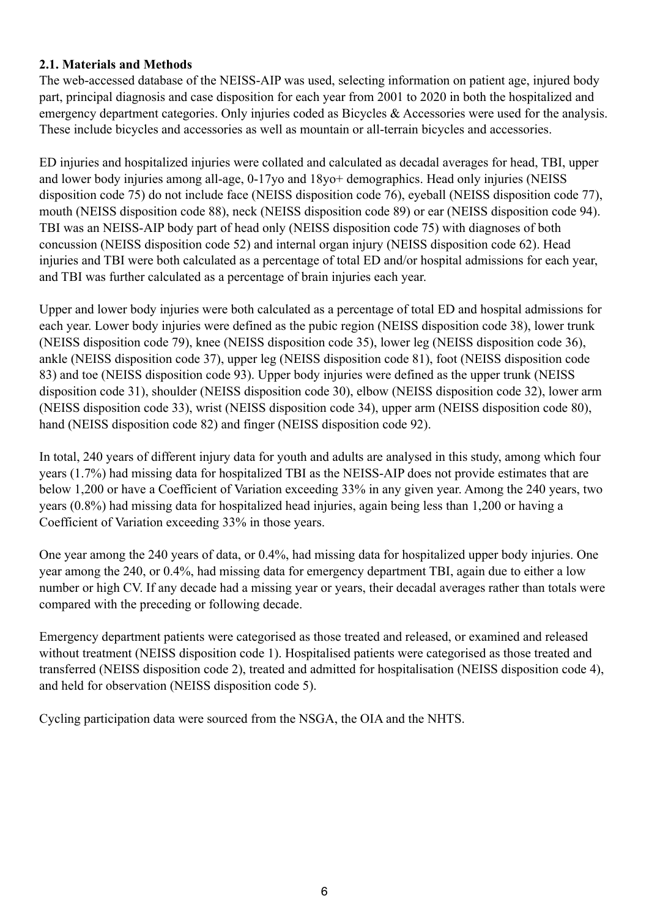### 2.1. Materials and Methods

The web-accessed database of the NEISS-AIP was used, selecting information on patient age, injured body part, principal diagnosis and case disposition for each year from 2001 to 2020 in both the hospitalized and emergency department categories. Only injuries coded as Bicycles & Accessories were used for the analysis. These include bicycles and accessories as well as mountain or all-terrain bicycles and accessories.

ED injuries and hospitalized injuries were collated and calculated as decadal averages for head, TBI, upper and lower body injuries among all-age, 0-17yo and 18yo+ demographics. Head only injuries (NEISS disposition code 75) do not include face (NEISS disposition code 76), eyeball (NEISS disposition code 77), mouth (NEISS disposition code 88), neck (NEISS disposition code 89) or ear (NEISS disposition code 94). TBI was an NEISS-AIP body part of head only (NEISS disposition code 75) with diagnoses of both concussion (NEISS disposition code 52) and internal organ injury (NEISS disposition code 62). Head injuries and TBI were both calculated as a percentage of total ED and/or hospital admissions for each year, and TBI was further calculated as a percentage of brain injuries each year.

Upper and lower body injuries were both calculated as a percentage of total ED and hospital admissions for each year. Lower body injuries were defined as the pubic region (NEISS disposition code 38), lower trunk (NEISS disposition code 79), knee (NEISS disposition code 35), lower leg (NEISS disposition code 36), ankle (NEISS disposition code 37), upper leg (NEISS disposition code 81), foot (NEISS disposition code 83) and toe (NEISS disposition code 93). Upper body injuries were defined as the upper trunk (NEISS disposition code 31), shoulder (NEISS disposition code 30), elbow (NEISS disposition code 32), lower arm (NEISS disposition code 33), wrist (NEISS disposition code 34), upper arm (NEISS disposition code 80), hand (NEISS disposition code 82) and finger (NEISS disposition code 92).

In total, 240 years of different injury data for youth and adults are analysed in this study, among which four years (1.7%) had missing data for hospitalized TBI as the NEISS-AIP does not provide estimates that are below 1,200 or have a Coefficient of Variation exceeding 33% in any given year. Among the 240 years, two years (0.8%) had missing data for hospitalized head injuries, again being less than 1,200 or having a Coefficient of Variation exceeding 33% in those years.

One year among the 240 years of data, or 0.4%, had missing data for hospitalized upper body injuries. One year among the 240, or 0.4%, had missing data for emergency department TBI, again due to either a low number or high CV. If any decade had a missing year or years, their decadal averages rather than totals were compared with the preceding or following decade.

Emergency department patients were categorised as those treated and released, or examined and released without treatment (NEISS disposition code 1). Hospitalised patients were categorised as those treated and transferred (NEISS disposition code 2), treated and admitted for hospitalisation (NEISS disposition code 4), and held for observation (NEISS disposition code 5).

Cycling participation data were sourced from the NSGA, the OIA and the NHTS.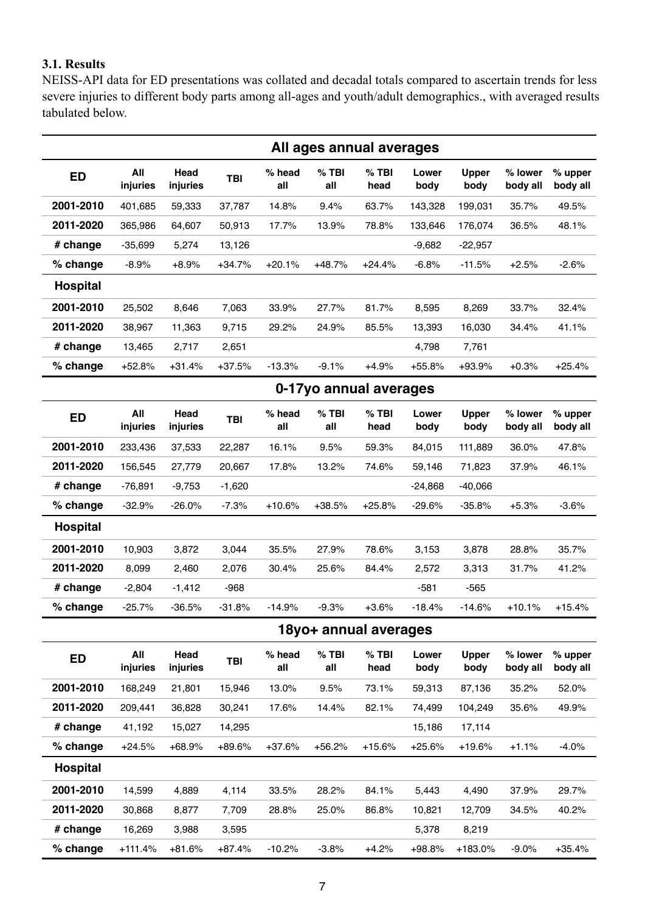### 3.1. Results

NEISS-API data for ED presentations was collated and decadal totals compared to ascertain trends for less severe injuries to different body parts among all-ages and youth/adult demographics., with averaged results tabulated below.

| All ages annual averages | | | | | | | | | | |
|---|---|---|---|---|---|---|---|---|---|---|
| **ED** | **All injuries** | **Head injuries** | **TBI** | **% head all** | **% TBI all** | **% TBI head** | **Lower body** | **Upper body** | **% lower body all** | **% upper body all** |
| **2001-2010** | 401,685 | 59,333 | 37,787 | 14.8% | 9.4% | 63.7% | 143,328 | 199,031 | 35.7% | 49.5% |
| **2011-2020** | 365,986 | 64,607 | 50,913 | 17.7% | 13.9% | 78.8% | 133,646 | 176,074 | 36.5% | 48.1% |
| **# change** | -35,699 | 5,274 | 13,126 | | | | -9,682 | -22,957 | | |
| **% change** | -8.9% | +8.9% | +34.7% | +20.1% | +48.7% | +24.4% | -6.8% | -11.5% | +2.5% | -2.6% |
| **Hospital** | | | | | | | | | | |
| **2001-2010** | 25,502 | 8,646 | 7,063 | 33.9% | 27.7% | 81.7% | 8,595 | 8,269 | 33.7% | 32.4% |
| **2011-2020** | 38,967 | 11,363 | 9,715 | 29.2% | 24.9% | 85.5% | 13,393 | 16,030 | 34.4% | 41.1% |
| **# change** | 13,465 | 2,717 | 2,651 | | | | 4,798 | 7,761 | | |
| **% change** | +52.8% | +31.4% | +37.5% | -13.3% | -9.1% | +4.9% | +55.8% | +93.9% | +0.3% | +25.4% |
| **0-17yo annual averages** | | | | | | | | | | |
| **ED** | **All injuries** | **Head injuries** | **TBI** | **% head all** | **% TBI all** | **% TBI head** | **Lower body** | **Upper body** | **% lower body all** | **% upper body all** |
| **2001-2010** | 233,436 | 37,533 | 22,287 | 16.1% | 9.5% | 59.3% | 84,015 | 111,889 | 36.0% | 47.8% |
| **2011-2020** | 156,545 | 27,779 | 20,667 | 17.8% | 13.2% | 74.6% | 59,146 | 71,823 | 37.9% | 46.1% |
| **# change** | -76,891 | -9,753 | -1,620 | | | | -24,868 | -40,066 | | |
| **% change** | -32.9% | -26.0% | -7.3% | +10.6% | +38.5% | +25.8% | -29.6% | -35.8% | +5.3% | -3.6% |
| **Hospital** | | | | | | | | | | |
| **2001-2010** | 10,903 | 3,872 | 3,044 | 35.5% | 27.9% | 78.6% | 3,153 | 3,878 | 28.8% | 35.7% |
| **2011-2020** | 8,099 | 2,460 | 2,076 | 30.4% | 25.6% | 84.4% | 2,572 | 3,313 | 31.7% | 41.2% |
| **# change** | -2,804 | -1,412 | -968 | | | | -581 | -565 | | |
| **% change** | -25.7% | -36.5% | -31.8% | -14.9% | -9.3% | +3.6% | -18.4% | -14.6% | +10.1% | +15.4% |
| **18yo+ annual averages** | | | | | | | | | | |
| **ED** | **All injuries** | **Head injuries** | **TBI** | **% head all** | **% TBI all** | **% TBI head** | **Lower body** | **Upper body** | **% lower body all** | **% upper body all** |
| **2001-2010** | 168,249 | 21,801 | 15,946 | 13.0% | 9.5% | 73.1% | 59,313 | 87,136 | 35.2% | 52.0% |
| **2011-2020** | 209,441 | 36,828 | 30,241 | 17.6% | 14.4% | 82.1% | 74,499 | 104,249 | 35.6% | 49.9% |
| **# change** | 41,192 | 15,027 | 14,295 | | | | 15,186 | 17,114 | | |
| **% change** | +24.5% | +68.9% | +89.6% | +37.6% | +56.2% | +15.6% | +25.6% | +19.6% | +1.1% | -4.0% |
| **Hospital** | | | | | | | | | | |
| **2001-2010** | 14,599 | 4,889 | 4,114 | 33.5% | 28.2% | 84.1% | 5,443 | 4,490 | 37.9% | 29.7% |
| **2011-2020** | 30,868 | 8,877 | 7,709 | 28.8% | 25.0% | 86.8% | 10,821 | 12,709 | 34.5% | 40.2% |
| **# change** | 16,269 | 3,988 | 3,595 | | | | 5,378 | 8,219 | | |
| **% change** | +111.4% | +81.6% | +87.4% | -10.2% | -3.8% | +4.2% | +98.8% | +183.0% | -9.0% | +35.4% |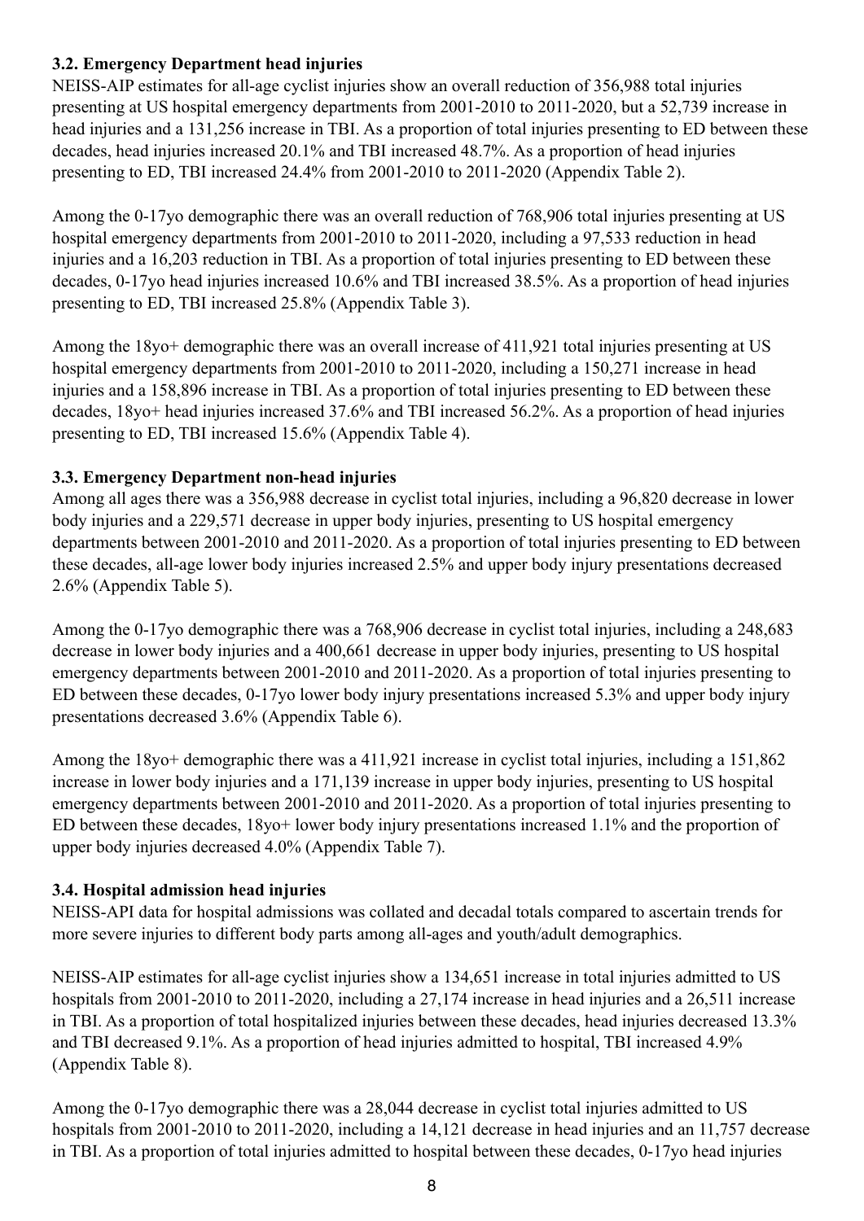### 3.2. Emergency Department head injuries

NEISS-AIP estimates for all-age cyclist injuries show an overall reduction of 356,988 total injuries presenting at US hospital emergency departments from 2001-2010 to 2011-2020, but a 52,739 increase in head injuries and a 131,256 increase in TBI. As a proportion of total injuries presenting to ED between these decades, head injuries increased 20.1% and TBI increased 48.7%. As a proportion of head injuries presenting to ED, TBI increased 24.4% from 2001-2010 to 2011-2020 (Appendix Table 2).

Among the 0-17yo demographic there was an overall reduction of 768,906 total injuries presenting at US hospital emergency departments from 2001-2010 to 2011-2020, including a 97,533 reduction in head injuries and a 16,203 reduction in TBI. As a proportion of total injuries presenting to ED between these decades, 0-17yo head injuries increased 10.6% and TBI increased 38.5%. As a proportion of head injuries presenting to ED, TBI increased 25.8% (Appendix Table 3).

Among the 18yo+ demographic there was an overall increase of 411,921 total injuries presenting at US hospital emergency departments from 2001-2010 to 2011-2020, including a 150,271 increase in head injuries and a 158,896 increase in TBI. As a proportion of total injuries presenting to ED between these decades, 18yo+ head injuries increased 37.6% and TBI increased 56.2%. As a proportion of head injuries presenting to ED, TBI increased 15.6% (Appendix Table 4).

### 3.3. Emergency Department non-head injuries

Among all ages there was a 356,988 decrease in cyclist total injuries, including a 96,820 decrease in lower body injuries and a 229,571 decrease in upper body injuries, presenting to US hospital emergency departments between 2001-2010 and 2011-2020. As a proportion of total injuries presenting to ED between these decades, all-age lower body injuries increased 2.5% and upper body injury presentations decreased 2.6% (Appendix Table 5).

Among the 0-17yo demographic there was a 768,906 decrease in cyclist total injuries, including a 248,683 decrease in lower body injuries and a 400,661 decrease in upper body injuries, presenting to US hospital emergency departments between 2001-2010 and 2011-2020. As a proportion of total injuries presenting to ED between these decades, 0-17yo lower body injury presentations increased 5.3% and upper body injury presentations decreased 3.6% (Appendix Table 6).

Among the 18yo+ demographic there was a 411,921 increase in cyclist total injuries, including a 151,862 increase in lower body injuries and a 171,139 increase in upper body injuries, presenting to US hospital emergency departments between 2001-2010 and 2011-2020. As a proportion of total injuries presenting to ED between these decades, 18yo+ lower body injury presentations increased 1.1% and the proportion of upper body injuries decreased 4.0% (Appendix Table 7).

### 3.4. Hospital admission head injuries

NEISS-API data for hospital admissions was collated and decadal totals compared to ascertain trends for more severe injuries to different body parts among all-ages and youth/adult demographics.

NEISS-AIP estimates for all-age cyclist injuries show a 134,651 increase in total injuries admitted to US hospitals from 2001-2010 to 2011-2020, including a 27,174 increase in head injuries and a 26,511 increase in TBI. As a proportion of total hospitalized injuries between these decades, head injuries decreased 13.3% and TBI decreased 9.1%. As a proportion of head injuries admitted to hospital, TBI increased 4.9% (Appendix Table 8).

Among the 0-17yo demographic there was a 28,044 decrease in cyclist total injuries admitted to US hospitals from 2001-2010 to 2011-2020, including a 14,121 decrease in head injuries and an 11,757 decrease in TBI. As a proportion of total injuries admitted to hospital between these decades, 0-17yo head injuries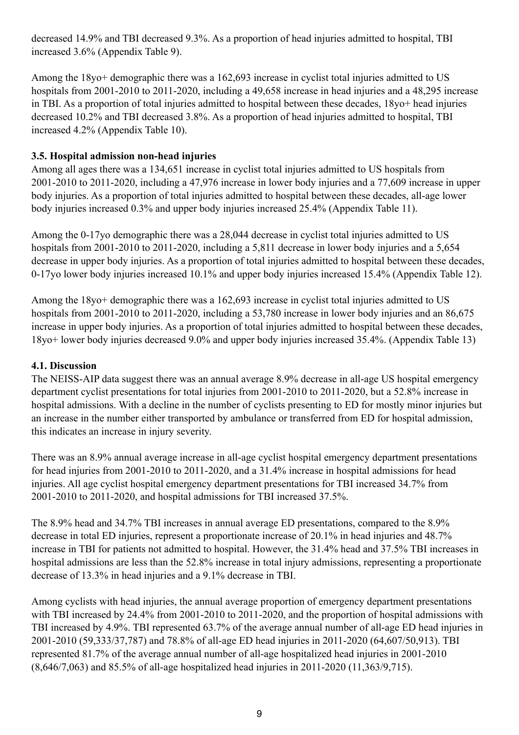decreased 14.9% and TBI decreased 9.3%. As a proportion of head injuries admitted to hospital, TBI increased 3.6% (Appendix Table 9).

Among the 18yo+ demographic there was a 162,693 increase in cyclist total injuries admitted to US hospitals from 2001-2010 to 2011-2020, including a 49,658 increase in head injuries and a 48,295 increase in TBI. As a proportion of total injuries admitted to hospital between these decades, 18yo+ head injuries decreased 10.2% and TBI decreased 3.8%. As a proportion of head injuries admitted to hospital, TBI increased 4.2% (Appendix Table 10).

### 3.5. Hospital admission non-head injuries

Among all ages there was a 134,651 increase in cyclist total injuries admitted to US hospitals from 2001-2010 to 2011-2020, including a 47,976 increase in lower body injuries and a 77,609 increase in upper body injuries. As a proportion of total injuries admitted to hospital between these decades, all-age lower body injuries increased 0.3% and upper body injuries increased 25.4% (Appendix Table 11).

Among the 0-17yo demographic there was a 28,044 decrease in cyclist total injuries admitted to US hospitals from 2001-2010 to 2011-2020, including a 5,811 decrease in lower body injuries and a 5,654 decrease in upper body injuries. As a proportion of total injuries admitted to hospital between these decades, 0-17yo lower body injuries increased 10.1% and upper body injuries increased 15.4% (Appendix Table 12).

Among the 18yo+ demographic there was a 162,693 increase in cyclist total injuries admitted to US hospitals from 2001-2010 to 2011-2020, including a 53,780 increase in lower body injuries and an 86,675 increase in upper body injuries. As a proportion of total injuries admitted to hospital between these decades, 18yo+ lower body injuries decreased 9.0% and upper body injuries increased 35.4%. (Appendix Table 13)

### 4.1. Discussion

The NEISS-AIP data suggest there was an annual average 8.9% decrease in all-age US hospital emergency department cyclist presentations for total injuries from 2001-2010 to 2011-2020, but a 52.8% increase in hospital admissions. With a decline in the number of cyclists presenting to ED for mostly minor injuries but an increase in the number either transported by ambulance or transferred from ED for hospital admission, this indicates an increase in injury severity.

There was an 8.9% annual average increase in all-age cyclist hospital emergency department presentations for head injuries from 2001-2010 to 2011-2020, and a 31.4% increase in hospital admissions for head injuries. All age cyclist hospital emergency department presentations for TBI increased 34.7% from 2001-2010 to 2011-2020, and hospital admissions for TBI increased 37.5%.

The 8.9% head and 34.7% TBI increases in annual average ED presentations, compared to the 8.9% decrease in total ED injuries, represent a proportionate increase of 20.1% in head injuries and 48.7% increase in TBI for patients not admitted to hospital. However, the 31.4% head and 37.5% TBI increases in hospital admissions are less than the 52.8% increase in total injury admissions, representing a proportionate decrease of 13.3% in head injuries and a 9.1% decrease in TBI.

Among cyclists with head injuries, the annual average proportion of emergency department presentations with TBI increased by 24.4% from 2001-2010 to 2011-2020, and the proportion of hospital admissions with TBI increased by 4.9%. TBI represented 63.7% of the average annual number of all-age ED head injuries in 2001-2010 (59,333/37,787) and 78.8% of all-age ED head injuries in 2011-2020 (64,607/50,913). TBI represented 81.7% of the average annual number of all-age hospitalized head injuries in 2001-2010 (8,646/7,063) and 85.5% of all-age hospitalized head injuries in 2011-2020 (11,363/9,715).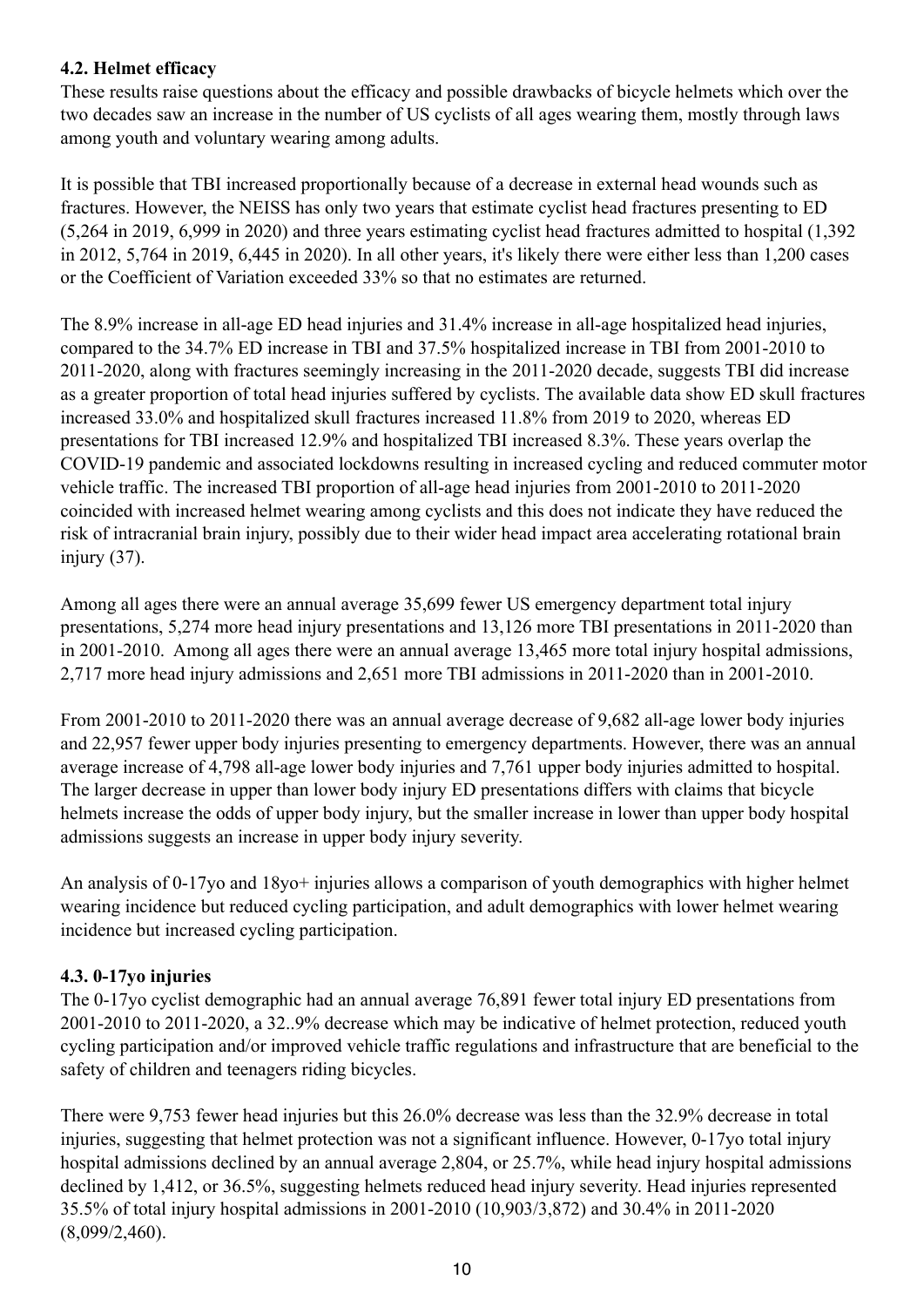### 4.2. Helmet efficacy

These results raise questions about the efficacy and possible drawbacks of bicycle helmets which over the two decades saw an increase in the number of US cyclists of all ages wearing them, mostly through laws among youth and voluntary wearing among adults.

It is possible that TBI increased proportionally because of a decrease in external head wounds such as fractures. However, the NEISS has only two years that estimate cyclist head fractures presenting to ED (5,264 in 2019, 6,999 in 2020) and three years estimating cyclist head fractures admitted to hospital (1,392 in 2012, 5,764 in 2019, 6,445 in 2020). In all other years, it's likely there were either less than 1,200 cases or the Coefficient of Variation exceeded 33% so that no estimates are returned.

The 8.9% increase in all-age ED head injuries and 31.4% increase in all-age hospitalized head injuries, compared to the 34.7% ED increase in TBI and 37.5% hospitalized increase in TBI from 2001-2010 to 2011-2020, along with fractures seemingly increasing in the 2011-2020 decade, suggests TBI did increase as a greater proportion of total head injuries suffered by cyclists. The available data show ED skull fractures increased 33.0% and hospitalized skull fractures increased 11.8% from 2019 to 2020, whereas ED presentations for TBI increased 12.9% and hospitalized TBI increased 8.3%. These years overlap the COVID-19 pandemic and associated lockdowns resulting in increased cycling and reduced commuter motor vehicle traffic. The increased TBI proportion of all-age head injuries from 2001-2010 to 2011-2020 coincided with increased helmet wearing among cyclists and this does not indicate they have reduced the risk of intracranial brain injury, possibly due to their wider head impact area accelerating rotational brain injury (37).

Among all ages there were an annual average 35,699 fewer US emergency department total injury presentations, 5,274 more head injury presentations and 13,126 more TBI presentations in 2011-2020 than in 2001-2010. Among all ages there were an annual average 13,465 more total injury hospital admissions, 2,717 more head injury admissions and 2,651 more TBI admissions in 2011-2020 than in 2001-2010.

From 2001-2010 to 2011-2020 there was an annual average decrease of 9,682 all-age lower body injuries and 22,957 fewer upper body injuries presenting to emergency departments. However, there was an annual average increase of 4,798 all-age lower body injuries and 7,761 upper body injuries admitted to hospital. The larger decrease in upper than lower body injury ED presentations differs with claims that bicycle helmets increase the odds of upper body injury, but the smaller increase in lower than upper body hospital admissions suggests an increase in upper body injury severity.

An analysis of 0-17yo and 18yo+ injuries allows a comparison of youth demographics with higher helmet wearing incidence but reduced cycling participation, and adult demographics with lower helmet wearing incidence but increased cycling participation.

### 4.3. 0-17yo injuries

The 0-17yo cyclist demographic had an annual average 76,891 fewer total injury ED presentations from 2001-2010 to 2011-2020, a 32..9% decrease which may be indicative of helmet protection, reduced youth cycling participation and/or improved vehicle traffic regulations and infrastructure that are beneficial to the safety of children and teenagers riding bicycles.

There were 9,753 fewer head injuries but this 26.0% decrease was less than the 32.9% decrease in total injuries, suggesting that helmet protection was not a significant influence. However, 0-17yo total injury hospital admissions declined by an annual average 2,804, or 25.7%, while head injury hospital admissions declined by 1,412, or 36.5%, suggesting helmets reduced head injury severity. Head injuries represented 35.5% of total injury hospital admissions in 2001-2010 (10,903/3,872) and 30.4% in 2011-2020 (8,099/2,460).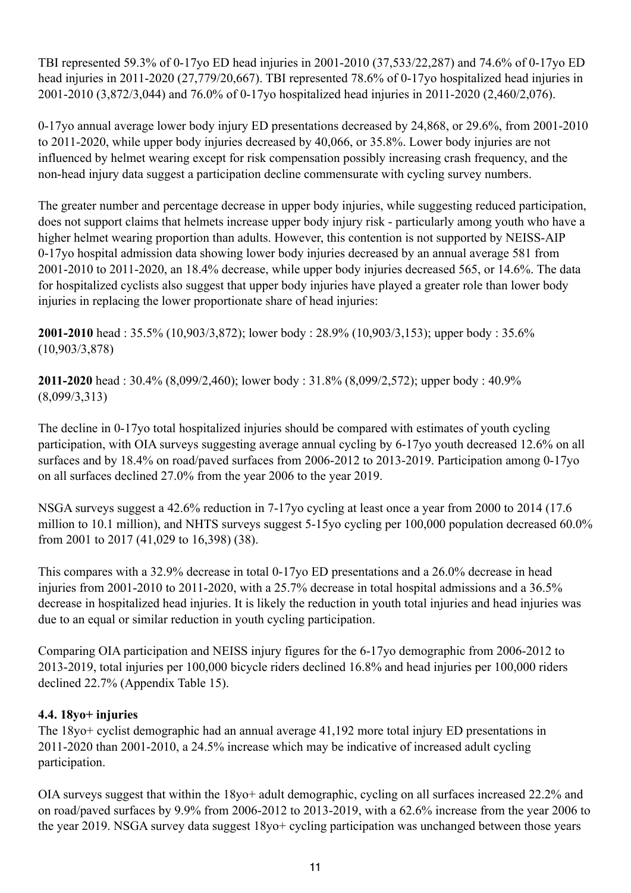TBI represented 59.3% of 0-17yo ED head injuries in 2001-2010 (37,533/22,287) and 74.6% of 0-17yo ED head injuries in 2011-2020 (27,779/20,667). TBI represented 78.6% of 0-17yo hospitalized head injuries in 2001-2010 (3,872/3,044) and 76.0% of 0-17yo hospitalized head injuries in 2011-2020 (2,460/2,076).

0-17yo annual average lower body injury ED presentations decreased by 24,868, or 29.6%, from 2001-2010 to 2011-2020, while upper body injuries decreased by 40,066, or 35.8%. Lower body injuries are not influenced by helmet wearing except for risk compensation possibly increasing crash frequency, and the non-head injury data suggest a participation decline commensurate with cycling survey numbers.

The greater number and percentage decrease in upper body injuries, while suggesting reduced participation, does not support claims that helmets increase upper body injury risk - particularly among youth who have a higher helmet wearing proportion than adults. However, this contention is not supported by NEISS-AIP 0-17yo hospital admission data showing lower body injuries decreased by an annual average 581 from 2001-2010 to 2011-2020, an 18.4% decrease, while upper body injuries decreased 565, or 14.6%. The data for hospitalized cyclists also suggest that upper body injuries have played a greater role than lower body injuries in replacing the lower proportionate share of head injuries:

**2001-2010** head : 35.5% (10,903/3,872); lower body : 28.9% (10,903/3,153); upper body : 35.6% (10,903/3,878)

**2011-2020** head : 30.4% (8,099/2,460); lower body : 31.8% (8,099/2,572); upper body : 40.9% (8,099/3,313)

The decline in 0-17yo total hospitalized injuries should be compared with estimates of youth cycling participation, with OIA surveys suggesting average annual cycling by 6-17yo youth decreased 12.6% on all surfaces and by 18.4% on road/paved surfaces from 2006-2012 to 2013-2019. Participation among 0-17yo on all surfaces declined 27.0% from the year 2006 to the year 2019.

NSGA surveys suggest a 42.6% reduction in 7-17yo cycling at least once a year from 2000 to 2014 (17.6 million to 10.1 million), and NHTS surveys suggest 5-15yo cycling per 100,000 population decreased 60.0% from 2001 to 2017 (41,029 to 16,398) (38).

This compares with a 32.9% decrease in total 0-17yo ED presentations and a 26.0% decrease in head injuries from 2001-2010 to 2011-2020, with a 25.7% decrease in total hospital admissions and a 36.5% decrease in hospitalized head injuries. It is likely the reduction in youth total injuries and head injuries was due to an equal or similar reduction in youth cycling participation.

Comparing OIA participation and NEISS injury figures for the 6-17yo demographic from 2006-2012 to 2013-2019, total injuries per 100,000 bicycle riders declined 16.8% and head injuries per 100,000 riders declined 22.7% (Appendix Table 15).

### 4.4. 18yo+ injuries

The 18yo+ cyclist demographic had an annual average 41,192 more total injury ED presentations in 2011-2020 than 2001-2010, a 24.5% increase which may be indicative of increased adult cycling participation.

OIA surveys suggest that within the 18yo+ adult demographic, cycling on all surfaces increased 22.2% and on road/paved surfaces by 9.9% from 2006-2012 to 2013-2019, with a 62.6% increase from the year 2006 to the year 2019. NSGA survey data suggest 18yo+ cycling participation was unchanged between those years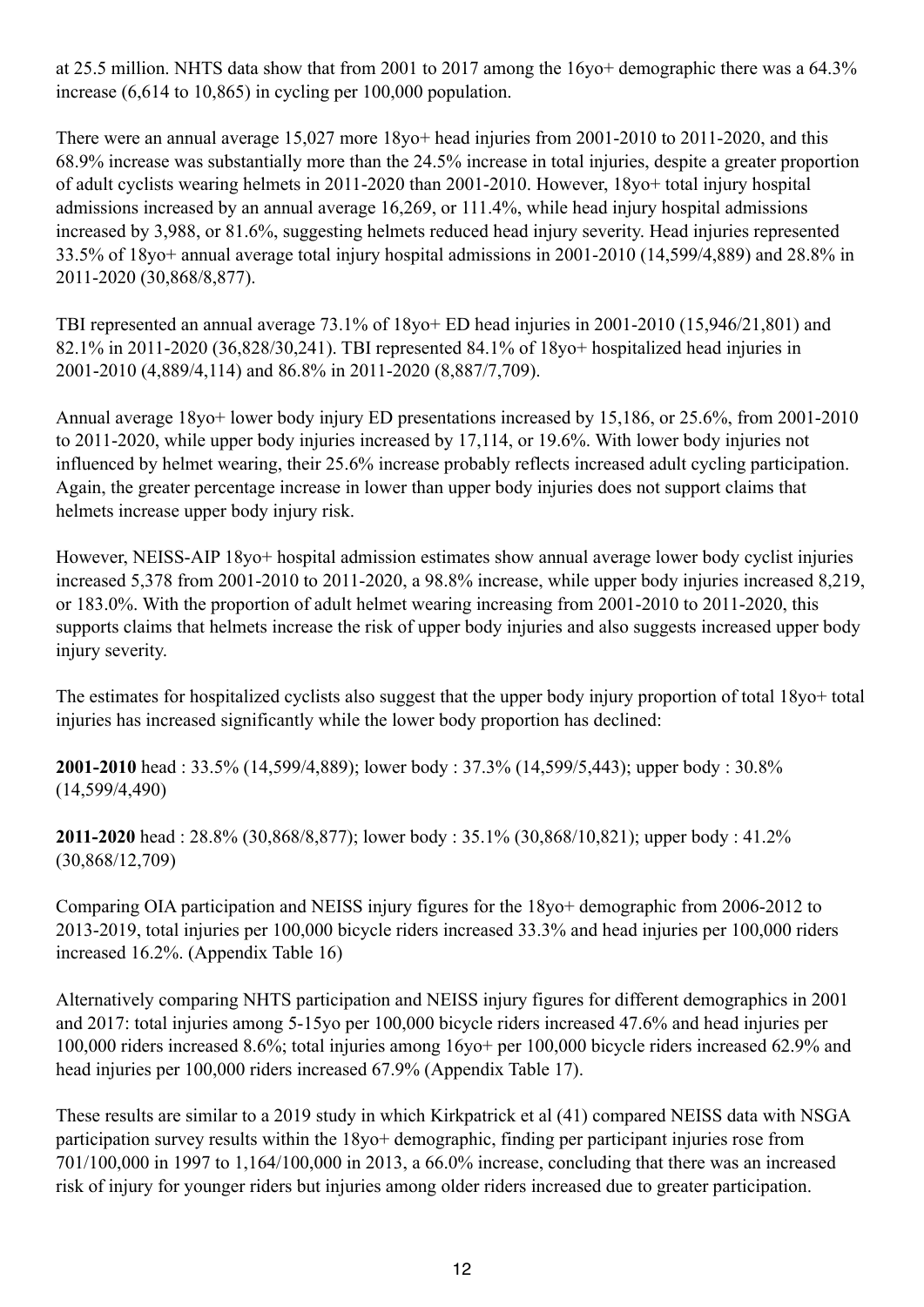at 25.5 million. NHTS data show that from 2001 to 2017 among the 16yo+ demographic there was a 64.3% increase (6,614 to 10,865) in cycling per 100,000 population.

There were an annual average 15,027 more 18yo+ head injuries from 2001-2010 to 2011-2020, and this 68.9% increase was substantially more than the 24.5% increase in total injuries, despite a greater proportion of adult cyclists wearing helmets in 2011-2020 than 2001-2010. However, 18yo+ total injury hospital admissions increased by an annual average 16,269, or 111.4%, while head injury hospital admissions increased by 3,988, or 81.6%, suggesting helmets reduced head injury severity. Head injuries represented 33.5% of 18yo+ annual average total injury hospital admissions in 2001-2010 (14,599/4,889) and 28.8% in 2011-2020 (30,868/8,877).

TBI represented an annual average 73.1% of 18yo+ ED head injuries in 2001-2010 (15,946/21,801) and 82.1% in 2011-2020 (36,828/30,241). TBI represented 84.1% of 18yo+ hospitalized head injuries in 2001-2010 (4,889/4,114) and 86.8% in 2011-2020 (8,887/7,709).

Annual average 18yo+ lower body injury ED presentations increased by 15,186, or 25.6%, from 2001-2010 to 2011-2020, while upper body injuries increased by 17,114, or 19.6%. With lower body injuries not influenced by helmet wearing, their 25.6% increase probably reflects increased adult cycling participation. Again, the greater percentage increase in lower than upper body injuries does not support claims that helmets increase upper body injury risk.

However, NEISS-AIP 18yo+ hospital admission estimates show annual average lower body cyclist injuries increased 5,378 from 2001-2010 to 2011-2020, a 98.8% increase, while upper body injuries increased 8,219, or 183.0%. With the proportion of adult helmet wearing increasing from 2001-2010 to 2011-2020, this supports claims that helmets increase the risk of upper body injuries and also suggests increased upper body injury severity.

The estimates for hospitalized cyclists also suggest that the upper body injury proportion of total 18yo+ total injuries has increased significantly while the lower body proportion has declined:

**2001-2010** head : 33.5% (14,599/4,889); lower body : 37.3% (14,599/5,443); upper body : 30.8% (14,599/4,490)

**2011-2020** head : 28.8% (30,868/8,877); lower body : 35.1% (30,868/10,821); upper body : 41.2% (30,868/12,709)

Comparing OIA participation and NEISS injury figures for the 18yo+ demographic from 2006-2012 to 2013-2019, total injuries per 100,000 bicycle riders increased 33.3% and head injuries per 100,000 riders increased 16.2%. (Appendix Table 16)

Alternatively comparing NHTS participation and NEISS injury figures for different demographics in 2001 and 2017: total injuries among 5-15yo per 100,000 bicycle riders increased 47.6% and head injuries per 100,000 riders increased 8.6%; total injuries among 16yo+ per 100,000 bicycle riders increased 62.9% and head injuries per 100,000 riders increased 67.9% (Appendix Table 17).

These results are similar to a 2019 study in which Kirkpatrick et al (41) compared NEISS data with NSGA participation survey results within the 18yo+ demographic, finding per participant injuries rose from 701/100,000 in 1997 to 1,164/100,000 in 2013, a 66.0% increase, concluding that there was an increased risk of injury for younger riders but injuries among older riders increased due to greater participation.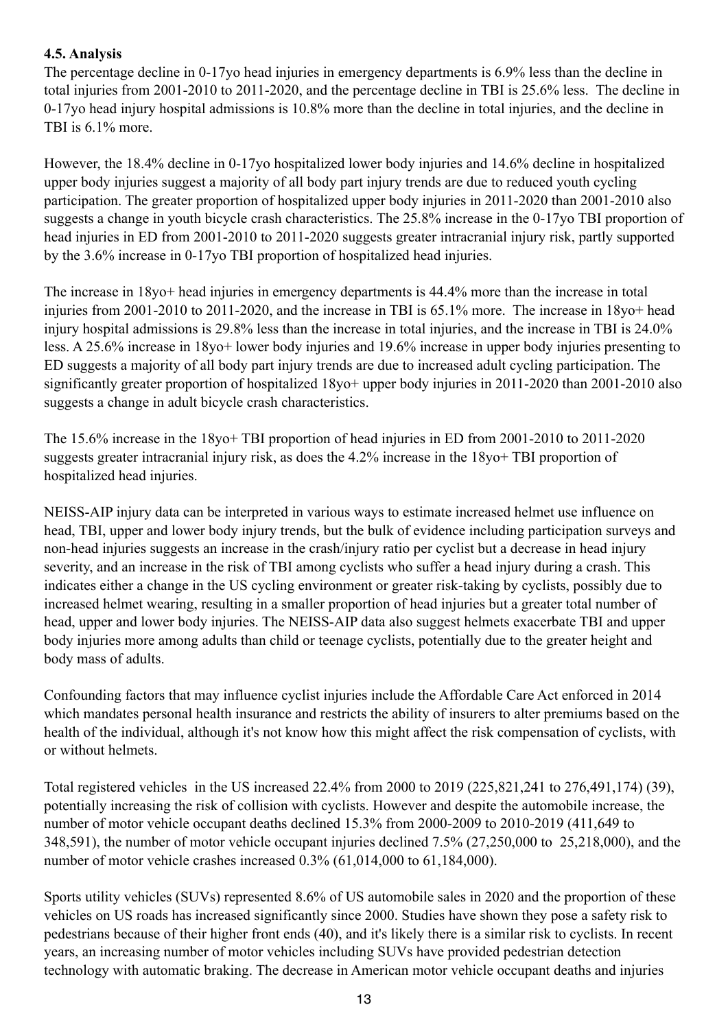### 4.5. Analysis

The percentage decline in 0-17yo head injuries in emergency departments is 6.9% less than the decline in total injuries from 2001-2010 to 2011-2020, and the percentage decline in TBI is 25.6% less. The decline in 0-17yo head injury hospital admissions is 10.8% more than the decline in total injuries, and the decline in TBI is 6.1% more.

However, the 18.4% decline in 0-17yo hospitalized lower body injuries and 14.6% decline in hospitalized upper body injuries suggest a majority of all body part injury trends are due to reduced youth cycling participation. The greater proportion of hospitalized upper body injuries in 2011-2020 than 2001-2010 also suggests a change in youth bicycle crash characteristics. The 25.8% increase in the 0-17yo TBI proportion of head injuries in ED from 2001-2010 to 2011-2020 suggests greater intracranial injury risk, partly supported by the 3.6% increase in 0-17yo TBI proportion of hospitalized head injuries.

The increase in 18yo+ head injuries in emergency departments is 44.4% more than the increase in total injuries from 2001-2010 to 2011-2020, and the increase in TBI is 65.1% more. The increase in 18yo+ head injury hospital admissions is 29.8% less than the increase in total injuries, and the increase in TBI is 24.0% less. A 25.6% increase in 18yo+ lower body injuries and 19.6% increase in upper body injuries presenting to ED suggests a majority of all body part injury trends are due to increased adult cycling participation. The significantly greater proportion of hospitalized 18yo+ upper body injuries in 2011-2020 than 2001-2010 also suggests a change in adult bicycle crash characteristics.

The 15.6% increase in the 18yo+ TBI proportion of head injuries in ED from 2001-2010 to 2011-2020 suggests greater intracranial injury risk, as does the 4.2% increase in the 18yo+ TBI proportion of hospitalized head injuries.

NEISS-AIP injury data can be interpreted in various ways to estimate increased helmet use influence on head, TBI, upper and lower body injury trends, but the bulk of evidence including participation surveys and non-head injuries suggests an increase in the crash/injury ratio per cyclist but a decrease in head injury severity, and an increase in the risk of TBI among cyclists who suffer a head injury during a crash. This indicates either a change in the US cycling environment or greater risk-taking by cyclists, possibly due to increased helmet wearing, resulting in a smaller proportion of head injuries but a greater total number of head, upper and lower body injuries. The NEISS-AIP data also suggest helmets exacerbate TBI and upper body injuries more among adults than child or teenage cyclists, potentially due to the greater height and body mass of adults.

Confounding factors that may influence cyclist injuries include the Affordable Care Act enforced in 2014 which mandates personal health insurance and restricts the ability of insurers to alter premiums based on the health of the individual, although it's not know how this might affect the risk compensation of cyclists, with or without helmets.

Total registered vehicles in the US increased 22.4% from 2000 to 2019 (225,821,241 to 276,491,174) (39), potentially increasing the risk of collision with cyclists. However and despite the automobile increase, the number of motor vehicle occupant deaths declined 15.3% from 2000-2009 to 2010-2019 (411,649 to 348,591), the number of motor vehicle occupant injuries declined 7.5% (27,250,000 to 25,218,000), and the number of motor vehicle crashes increased 0.3% (61,014,000 to 61,184,000).

Sports utility vehicles (SUVs) represented 8.6% of US automobile sales in 2020 and the proportion of these vehicles on US roads has increased significantly since 2000. Studies have shown they pose a safety risk to pedestrians because of their higher front ends (40), and it's likely there is a similar risk to cyclists. In recent years, an increasing number of motor vehicles including SUVs have provided pedestrian detection technology with automatic braking. The decrease in American motor vehicle occupant deaths and injuries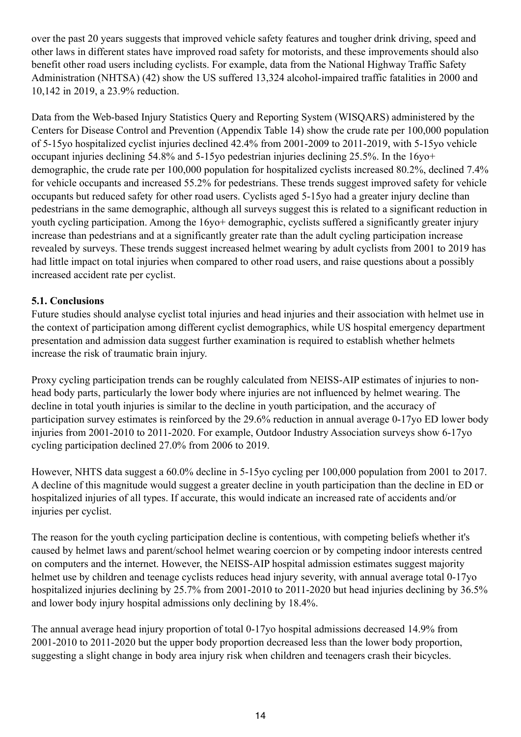over the past 20 years suggests that improved vehicle safety features and tougher drink driving, speed and other laws in different states have improved road safety for motorists, and these improvements should also benefit other road users including cyclists. For example, data from the National Highway Traffic Safety Administration (NHTSA) (42) show the US suffered 13,324 alcohol-impaired traffic fatalities in 2000 and 10,142 in 2019, a 23.9% reduction.

Data from the Web-based Injury Statistics Query and Reporting System (WISQARS) administered by the Centers for Disease Control and Prevention (Appendix Table 14) show the crude rate per 100,000 population of 5-15yo hospitalized cyclist injuries declined 42.4% from 2001-2009 to 2011-2019, with 5-15yo vehicle occupant injuries declining 54.8% and 5-15yo pedestrian injuries declining 25.5%. In the 16yo+ demographic, the crude rate per 100,000 population for hospitalized cyclists increased 80.2%, declined 7.4% for vehicle occupants and increased 55.2% for pedestrians. These trends suggest improved safety for vehicle occupants but reduced safety for other road users. Cyclists aged 5-15yo had a greater injury decline than pedestrians in the same demographic, although all surveys suggest this is related to a significant reduction in youth cycling participation. Among the 16yo+ demographic, cyclists suffered a significantly greater injury increase than pedestrians and at a significantly greater rate than the adult cycling participation increase revealed by surveys. These trends suggest increased helmet wearing by adult cyclists from 2001 to 2019 has had little impact on total injuries when compared to other road users, and raise questions about a possibly increased accident rate per cyclist.

### 5.1. Conclusions

Future studies should analyse cyclist total injuries and head injuries and their association with helmet use in the context of participation among different cyclist demographics, while US hospital emergency department presentation and admission data suggest further examination is required to establish whether helmets increase the risk of traumatic brain injury.

Proxy cycling participation trends can be roughly calculated from NEISS-AIP estimates of injuries to non-head body parts, particularly the lower body where injuries are not influenced by helmet wearing. The decline in total youth injuries is similar to the decline in youth participation, and the accuracy of participation survey estimates is reinforced by the 29.6% reduction in annual average 0-17yo ED lower body injuries from 2001-2010 to 2011-2020. For example, Outdoor Industry Association surveys show 6-17yo cycling participation declined 27.0% from 2006 to 2019.

However, NHTS data suggest a 60.0% decline in 5-15yo cycling per 100,000 population from 2001 to 2017. A decline of this magnitude would suggest a greater decline in youth participation than the decline in ED or hospitalized injuries of all types. If accurate, this would indicate an increased rate of accidents and/or injuries per cyclist.

The reason for the youth cycling participation decline is contentious, with competing beliefs whether it's caused by helmet laws and parent/school helmet wearing coercion or by competing indoor interests centred on computers and the internet. However, the NEISS-AIP hospital admission estimates suggest majority helmet use by children and teenage cyclists reduces head injury severity, with annual average total 0-17yo hospitalized injuries declining by 25.7% from 2001-2010 to 2011-2020 but head injuries declining by 36.5% and lower body injury hospital admissions only declining by 18.4%.

The annual average head injury proportion of total 0-17yo hospital admissions decreased 14.9% from 2001-2010 to 2011-2020 but the upper body proportion decreased less than the lower body proportion, suggesting a slight change in body area injury risk when children and teenagers crash their bicycles.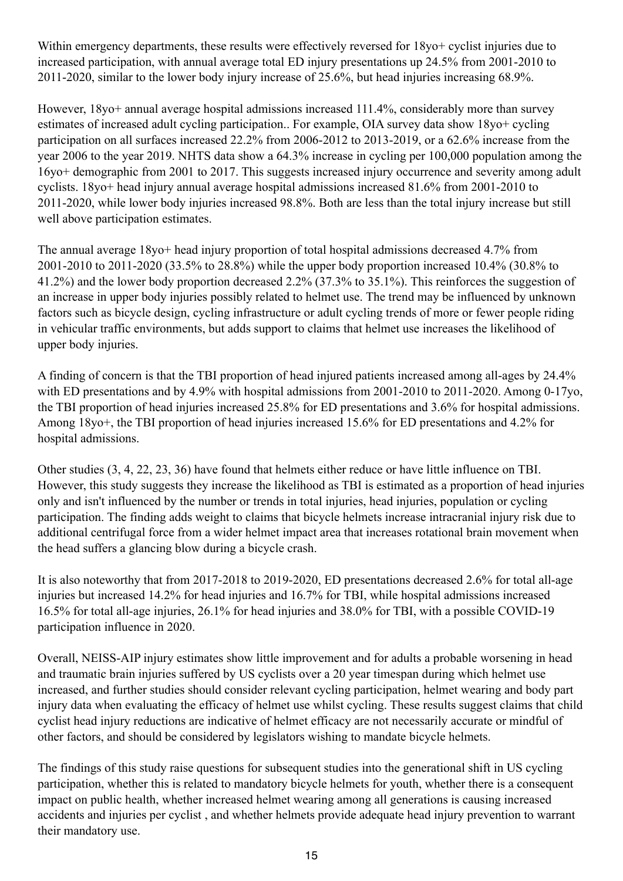Within emergency departments, these results were effectively reversed for 18yo+ cyclist injuries due to increased participation, with annual average total ED injury presentations up 24.5% from 2001-2010 to 2011-2020, similar to the lower body injury increase of 25.6%, but head injuries increasing 68.9%.

However, 18yo+ annual average hospital admissions increased 111.4%, considerably more than survey estimates of increased adult cycling participation.. For example, OIA survey data show 18yo+ cycling participation on all surfaces increased 22.2% from 2006-2012 to 2013-2019, or a 62.6% increase from the year 2006 to the year 2019. NHTS data show a 64.3% increase in cycling per 100,000 population among the 16yo+ demographic from 2001 to 2017. This suggests increased injury occurrence and severity among adult cyclists. 18yo+ head injury annual average hospital admissions increased 81.6% from 2001-2010 to 2011-2020, while lower body injuries increased 98.8%. Both are less than the total injury increase but still well above participation estimates.

The annual average 18yo+ head injury proportion of total hospital admissions decreased 4.7% from 2001-2010 to 2011-2020 (33.5% to 28.8%) while the upper body proportion increased 10.4% (30.8% to 41.2%) and the lower body proportion decreased 2.2% (37.3% to 35.1%). This reinforces the suggestion of an increase in upper body injuries possibly related to helmet use. The trend may be influenced by unknown factors such as bicycle design, cycling infrastructure or adult cycling trends of more or fewer people riding in vehicular traffic environments, but adds support to claims that helmet use increases the likelihood of upper body injuries.

A finding of concern is that the TBI proportion of head injured patients increased among all-ages by 24.4% with ED presentations and by 4.9% with hospital admissions from 2001-2010 to 2011-2020. Among 0-17yo, the TBI proportion of head injuries increased 25.8% for ED presentations and 3.6% for hospital admissions. Among 18yo+, the TBI proportion of head injuries increased 15.6% for ED presentations and 4.2% for hospital admissions.

Other studies (3, 4, 22, 23, 36) have found that helmets either reduce or have little influence on TBI. However, this study suggests they increase the likelihood as TBI is estimated as a proportion of head injuries only and isn't influenced by the number or trends in total injuries, head injuries, population or cycling participation. The finding adds weight to claims that bicycle helmets increase intracranial injury risk due to additional centrifugal force from a wider helmet impact area that increases rotational brain movement when the head suffers a glancing blow during a bicycle crash.

It is also noteworthy that from 2017-2018 to 2019-2020, ED presentations decreased 2.6% for total all-age injuries but increased 14.2% for head injuries and 16.7% for TBI, while hospital admissions increased 16.5% for total all-age injuries, 26.1% for head injuries and 38.0% for TBI, with a possible COVID-19 participation influence in 2020.

Overall, NEISS-AIP injury estimates show little improvement and for adults a probable worsening in head and traumatic brain injuries suffered by US cyclists over a 20 year timespan during which helmet use increased, and further studies should consider relevant cycling participation, helmet wearing and body part injury data when evaluating the efficacy of helmet use whilst cycling. These results suggest claims that child cyclist head injury reductions are indicative of helmet efficacy are not necessarily accurate or mindful of other factors, and should be considered by legislators wishing to mandate bicycle helmets.

The findings of this study raise questions for subsequent studies into the generational shift in US cycling participation, whether this is related to mandatory bicycle helmets for youth, whether there is a consequent impact on public health, whether increased helmet wearing among all generations is causing increased accidents and injuries per cyclist , and whether helmets provide adequate head injury prevention to warrant their mandatory use.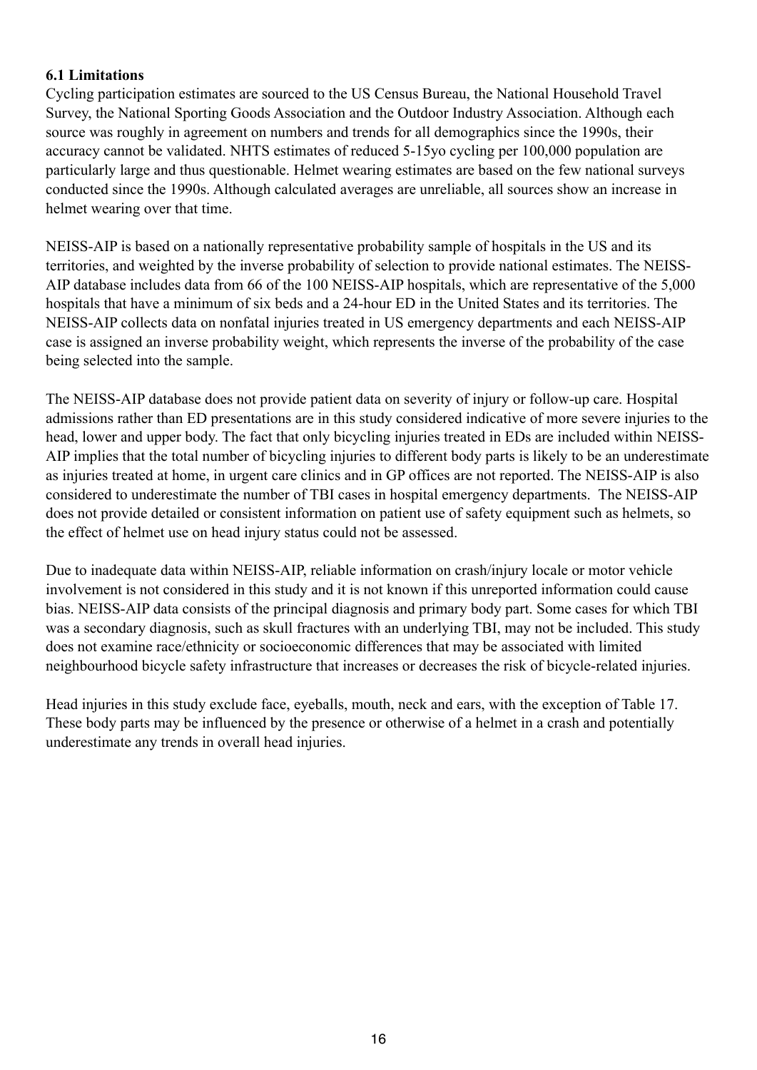### 6.1 Limitations

Cycling participation estimates are sourced to the US Census Bureau, the National Household Travel Survey, the National Sporting Goods Association and the Outdoor Industry Association. Although each source was roughly in agreement on numbers and trends for all demographics since the 1990s, their accuracy cannot be validated. NHTS estimates of reduced 5-15yo cycling per 100,000 population are particularly large and thus questionable. Helmet wearing estimates are based on the few national surveys conducted since the 1990s. Although calculated averages are unreliable, all sources show an increase in helmet wearing over that time.

NEISS-AIP is based on a nationally representative probability sample of hospitals in the US and its territories, and weighted by the inverse probability of selection to provide national estimates. The NEISS-AIP database includes data from 66 of the 100 NEISS-AIP hospitals, which are representative of the 5,000 hospitals that have a minimum of six beds and a 24-hour ED in the United States and its territories. The NEISS-AIP collects data on nonfatal injuries treated in US emergency departments and each NEISS-AIP case is assigned an inverse probability weight, which represents the inverse of the probability of the case being selected into the sample.

The NEISS-AIP database does not provide patient data on severity of injury or follow-up care. Hospital admissions rather than ED presentations are in this study considered indicative of more severe injuries to the head, lower and upper body. The fact that only bicycling injuries treated in EDs are included within NEISS-AIP implies that the total number of bicycling injuries to different body parts is likely to be an underestimate as injuries treated at home, in urgent care clinics and in GP offices are not reported. The NEISS-AIP is also considered to underestimate the number of TBI cases in hospital emergency departments. The NEISS-AIP does not provide detailed or consistent information on patient use of safety equipment such as helmets, so the effect of helmet use on head injury status could not be assessed.

Due to inadequate data within NEISS-AIP, reliable information on crash/injury locale or motor vehicle involvement is not considered in this study and it is not known if this unreported information could cause bias. NEISS-AIP data consists of the principal diagnosis and primary body part. Some cases for which TBI was a secondary diagnosis, such as skull fractures with an underlying TBI, may not be included. This study does not examine race/ethnicity or socioeconomic differences that may be associated with limited neighbourhood bicycle safety infrastructure that increases or decreases the risk of bicycle-related injuries.

Head injuries in this study exclude face, eyeballs, mouth, neck and ears, with the exception of Table 17. These body parts may be influenced by the presence or otherwise of a helmet in a crash and potentially underestimate any trends in overall head injuries.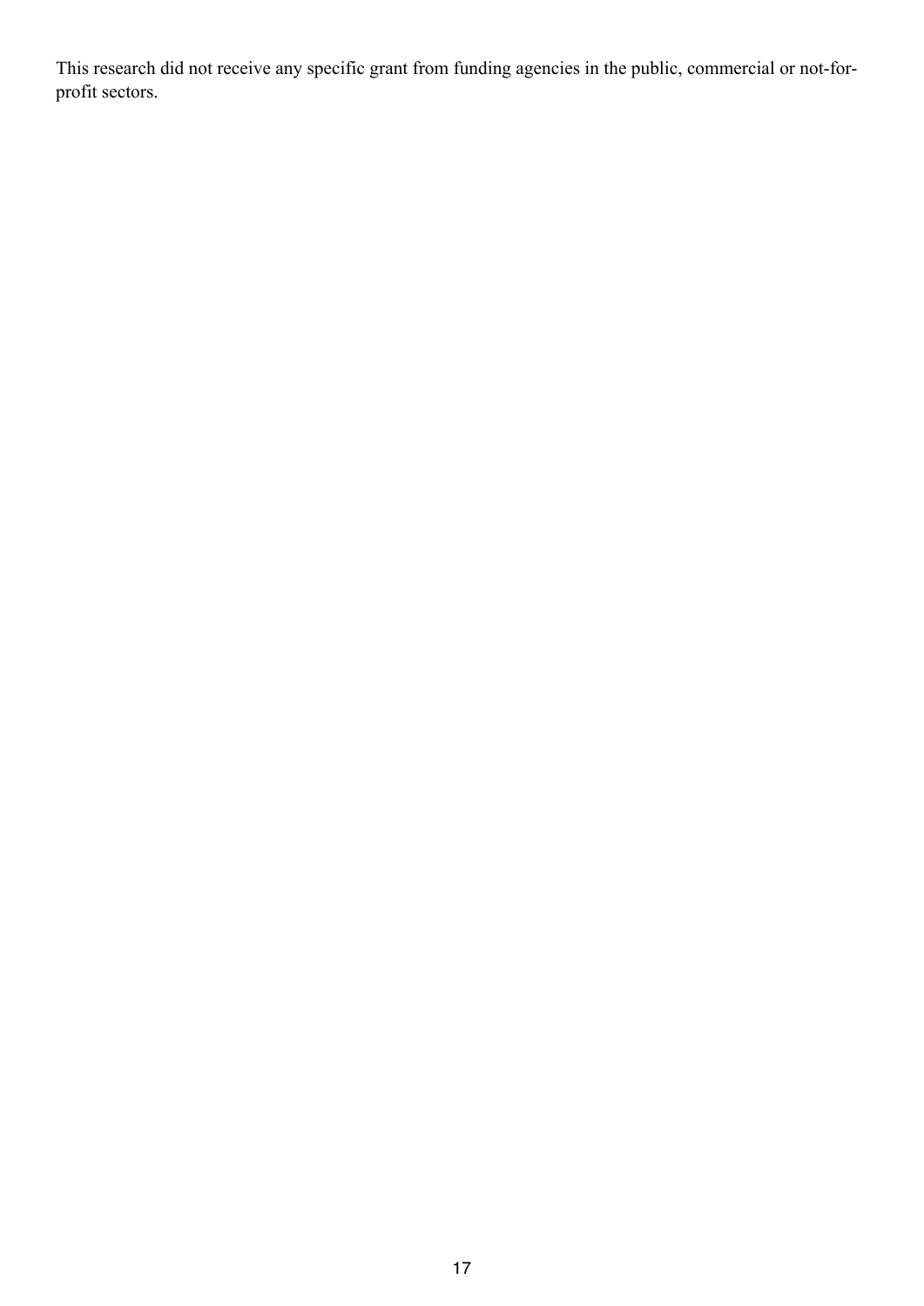This research did not receive any specific grant from funding agencies in the public, commercial or not-for-profit sectors.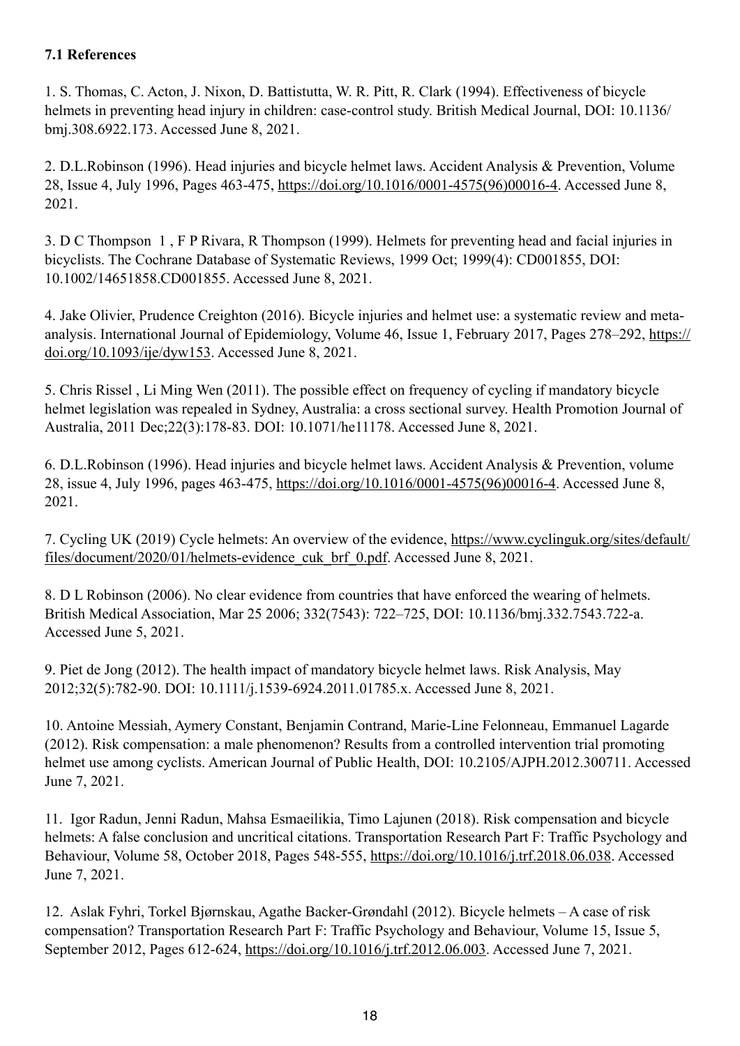### 7.1 References

1. S. Thomas, C. Acton, J. Nixon, D. Battistutta, W. R. Pitt, R. Clark (1994). Effectiveness of bicycle helmets in preventing head injury in children: case-control study. British Medical Journal, DOI: 10.1136/bmj.308.6922.173. Accessed June 8, 2021.

2. D.L.Robinson (1996). Head injuries and bicycle helmet laws. Accident Analysis & Prevention, Volume 28, Issue 4, July 1996, Pages 463-475, https://doi.org/10.1016/0001-4575(96)00016-4. Accessed June 8, 2021.

3. D C Thompson 1 , F P Rivara, R Thompson (1999). Helmets for preventing head and facial injuries in bicyclists. The Cochrane Database of Systematic Reviews, 1999 Oct; 1999(4): CD001855, DOI: 10.1002/14651858.CD001855. Accessed June 8, 2021.

4. Jake Olivier, Prudence Creighton (2016). Bicycle injuries and helmet use: a systematic review and meta-analysis. International Journal of Epidemiology, Volume 46, Issue 1, February 2017, Pages 278–292, https://doi.org/10.1093/ije/dyw153. Accessed June 8, 2021.

5. Chris Rissel , Li Ming Wen (2011). The possible effect on frequency of cycling if mandatory bicycle helmet legislation was repealed in Sydney, Australia: a cross sectional survey. Health Promotion Journal of Australia, 2011 Dec;22(3):178-83. DOI: 10.1071/he11178. Accessed June 8, 2021.

6. D.L.Robinson (1996). Head injuries and bicycle helmet laws. Accident Analysis & Prevention, volume 28, issue 4, July 1996, pages 463-475, https://doi.org/10.1016/0001-4575(96)00016-4. Accessed June 8, 2021.

7. Cycling UK (2019) Cycle helmets: An overview of the evidence, https://www.cyclinguk.org/sites/default/files/document/2020/01/helmets-evidence_cuk_brf_0.pdf. Accessed June 8, 2021.

8. D L Robinson (2006). No clear evidence from countries that have enforced the wearing of helmets. British Medical Association, Mar 25 2006; 332(7543): 722–725, DOI: 10.1136/bmj.332.7543.722-a. Accessed June 5, 2021.

9. Piet de Jong (2012). The health impact of mandatory bicycle helmet laws. Risk Analysis, May 2012;32(5):782-90. DOI: 10.1111/j.1539-6924.2011.01785.x. Accessed June 8, 2021.

10. Antoine Messiah, Aymery Constant, Benjamin Contrand, Marie-Line Felonneau, Emmanuel Lagarde (2012). Risk compensation: a male phenomenon? Results from a controlled intervention trial promoting helmet use among cyclists. American Journal of Public Health, DOI: 10.2105/AJPH.2012.300711. Accessed June 7, 2021.

11. Igor Radun, Jenni Radun, Mahsa Esmaeilikia, Timo Lajunen (2018). Risk compensation and bicycle helmets: A false conclusion and uncritical citations. Transportation Research Part F: Traffic Psychology and Behaviour, Volume 58, October 2018, Pages 548-555, https://doi.org/10.1016/j.trf.2018.06.038. Accessed June 7, 2021.

12. Aslak Fyhri, Torkel Bjørnskau, Agathe Backer-Grøndahl (2012). Bicycle helmets – A case of risk compensation? Transportation Research Part F: Traffic Psychology and Behaviour, Volume 15, Issue 5, September 2012, Pages 612-624, https://doi.org/10.1016/j.trf.2012.06.003. Accessed June 7, 2021.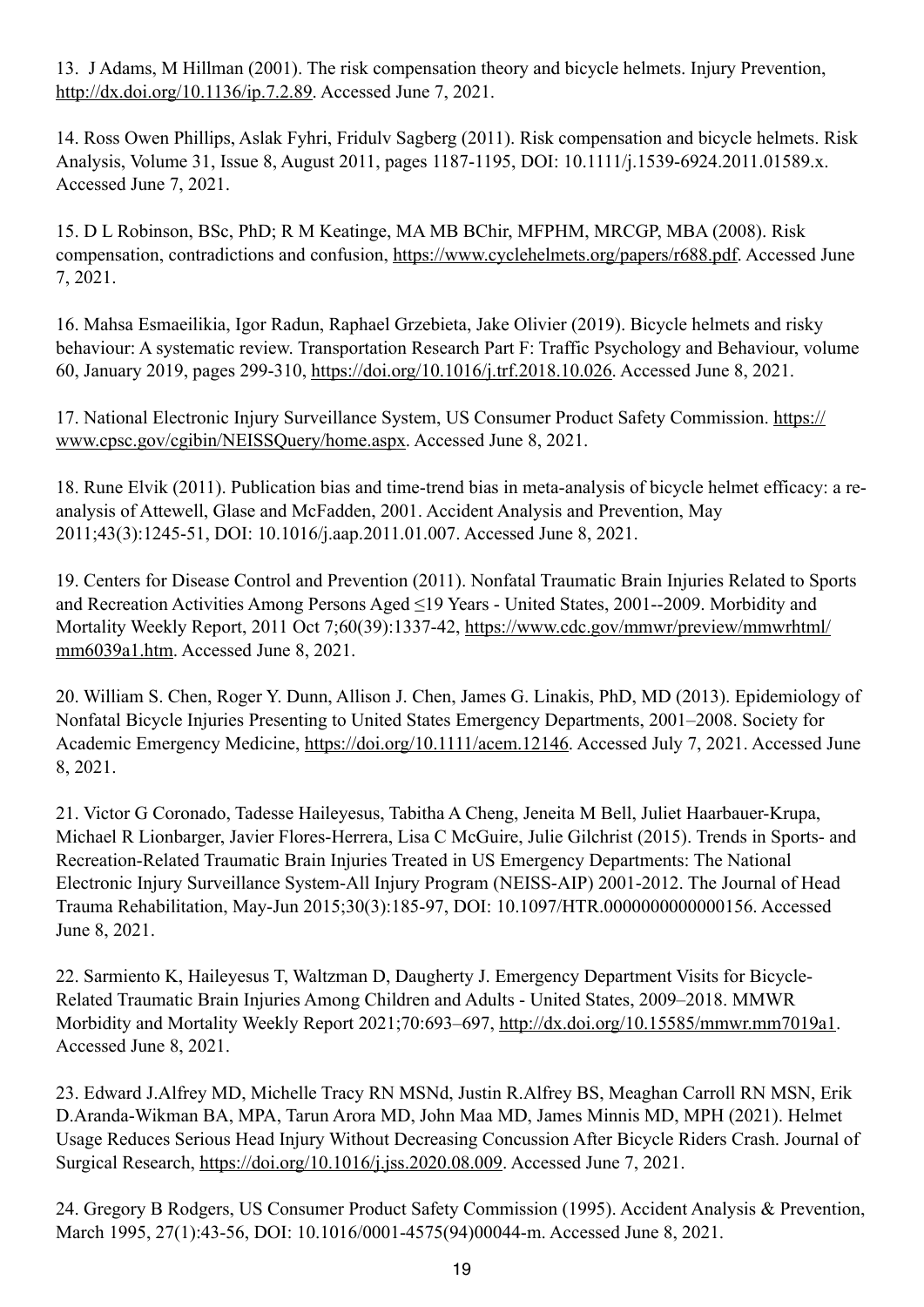13. J Adams, M Hillman (2001). The risk compensation theory and bicycle helmets. Injury Prevention, http://dx.doi.org/10.1136/ip.7.2.89. Accessed June 7, 2021.

14. Ross Owen Phillips, Aslak Fyhri, Fridulv Sagberg (2011). Risk compensation and bicycle helmets. Risk Analysis, Volume 31, Issue 8, August 2011, pages 1187-1195, DOI: 10.1111/j.1539-6924.2011.01589.x. Accessed June 7, 2021.

15. D L Robinson, BSc, PhD; R M Keatinge, MA MB BChir, MFPHM, MRCGP, MBA (2008). Risk compensation, contradictions and confusion, https://www.cyclehelmets.org/papers/r688.pdf. Accessed June 7, 2021.

16. Mahsa Esmaeilikia, Igor Radun, Raphael Grzebieta, Jake Olivier (2019). Bicycle helmets and risky behaviour: A systematic review. Transportation Research Part F: Traffic Psychology and Behaviour, volume 60, January 2019, pages 299-310, https://doi.org/10.1016/j.trf.2018.10.026. Accessed June 8, 2021.

17. National Electronic Injury Surveillance System, US Consumer Product Safety Commission. https://www.cpsc.gov/cgibin/NEISSQuery/home.aspx. Accessed June 8, 2021.

18. Rune Elvik (2011). Publication bias and time-trend bias in meta-analysis of bicycle helmet efficacy: a re-analysis of Attewell, Glase and McFadden, 2001. Accident Analysis and Prevention, May 2011;43(3):1245-51, DOI: 10.1016/j.aap.2011.01.007. Accessed June 8, 2021.

19. Centers for Disease Control and Prevention (2011). Nonfatal Traumatic Brain Injuries Related to Sports and Recreation Activities Among Persons Aged ≤19 Years - United States, 2001--2009. Morbidity and Mortality Weekly Report, 2011 Oct 7;60(39):1337-42, https://www.cdc.gov/mmwr/preview/mmwrhtml/mm6039a1.htm. Accessed June 8, 2021.

20. William S. Chen, Roger Y. Dunn, Allison J. Chen, James G. Linakis, PhD, MD (2013). Epidemiology of Nonfatal Bicycle Injuries Presenting to United States Emergency Departments, 2001–2008. Society for Academic Emergency Medicine, https://doi.org/10.1111/acem.12146. Accessed July 7, 2021. Accessed June 8, 2021.

21. Victor G Coronado, Tadesse Haileyesus, Tabitha A Cheng, Jeneita M Bell, Juliet Haarbauer-Krupa, Michael R Lionbarger, Javier Flores-Herrera, Lisa C McGuire, Julie Gilchrist (2015). Trends in Sports- and Recreation-Related Traumatic Brain Injuries Treated in US Emergency Departments: The National Electronic Injury Surveillance System-All Injury Program (NEISS-AIP) 2001-2012. The Journal of Head Trauma Rehabilitation, May-Jun 2015;30(3):185-97, DOI: 10.1097/HTR.0000000000000156. Accessed June 8, 2021.

22. Sarmiento K, Haileyesus T, Waltzman D, Daugherty J. Emergency Department Visits for Bicycle-Related Traumatic Brain Injuries Among Children and Adults - United States, 2009–2018. MMWR Morbidity and Mortality Weekly Report 2021;70:693–697, http://dx.doi.org/10.15585/mmwr.mm7019a1. Accessed June 8, 2021.

23. Edward J.Alfrey MD, Michelle Tracy RN MSNd, Justin R.Alfrey BS, Meaghan Carroll RN MSN, Erik D.Aranda-Wikman BA, MPA, Tarun Arora MD, John Maa MD, James Minnis MD, MPH (2021). Helmet Usage Reduces Serious Head Injury Without Decreasing Concussion After Bicycle Riders Crash. Journal of Surgical Research, https://doi.org/10.1016/j.jss.2020.08.009. Accessed June 7, 2021.

24. Gregory B Rodgers, US Consumer Product Safety Commission (1995). Accident Analysis & Prevention, March 1995, 27(1):43-56, DOI: 10.1016/0001-4575(94)00044-m. Accessed June 8, 2021.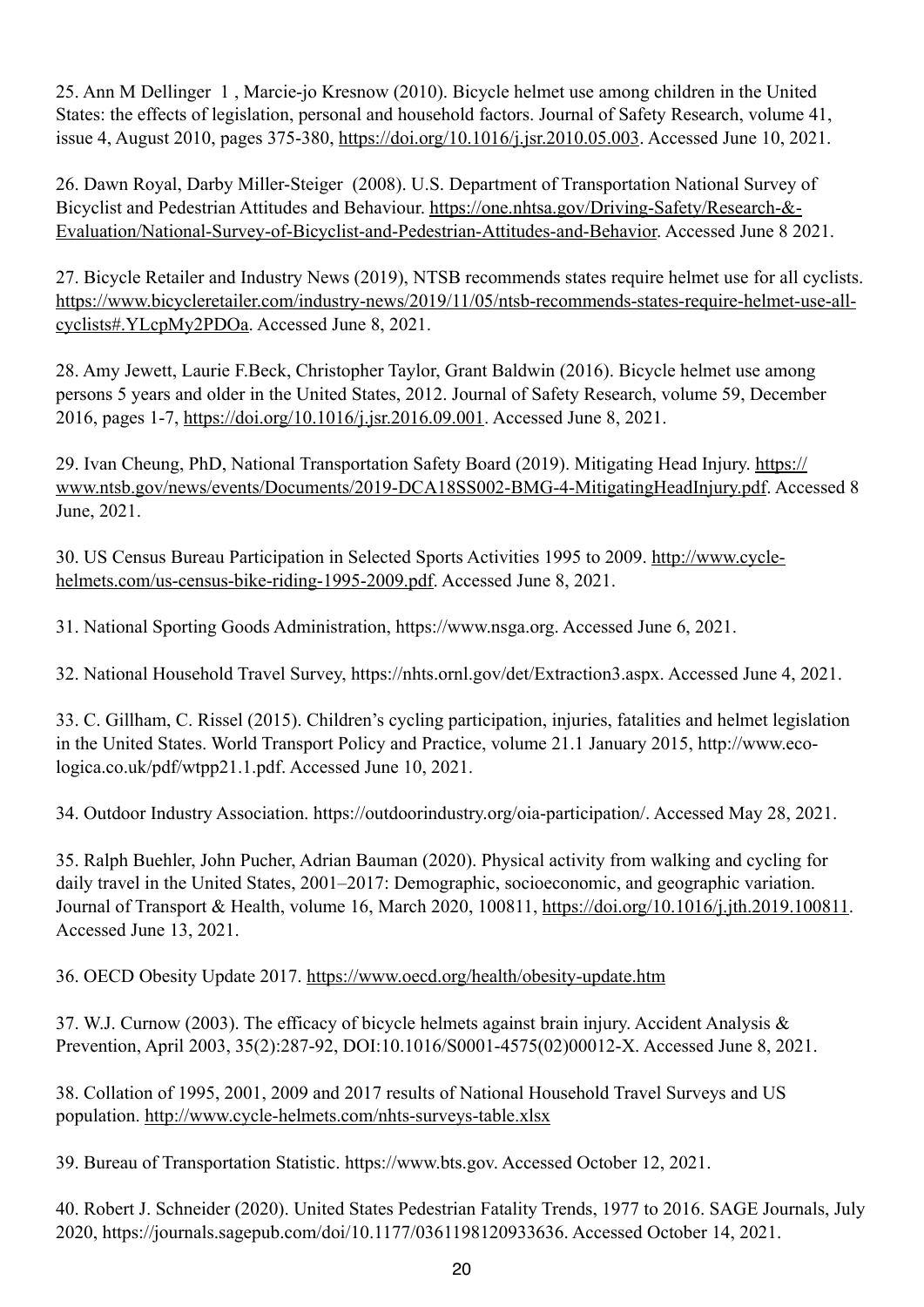25. Ann M Dellinger 1 , Marcie-jo Kresnow (2010). Bicycle helmet use among children in the United States: the effects of legislation, personal and household factors. Journal of Safety Research, volume 41, issue 4, August 2010, pages 375-380, https://doi.org/10.1016/j.jsr.2010.05.003. Accessed June 10, 2021.

26. Dawn Royal, Darby Miller-Steiger (2008). U.S. Department of Transportation National Survey of Bicyclist and Pedestrian Attitudes and Behaviour. https://one.nhtsa.gov/Driving-Safety/Research-&-Evaluation/National-Survey-of-Bicyclist-and-Pedestrian-Attitudes-and-Behavior. Accessed June 8 2021.

27. Bicycle Retailer and Industry News (2019), NTSB recommends states require helmet use for all cyclists. https://www.bicycleretailer.com/industry-news/2019/11/05/ntsb-recommends-states-require-helmet-use-all-cyclists#.YLcpMy2PDOa. Accessed June 8, 2021.

28. Amy Jewett, Laurie F.Beck, Christopher Taylor, Grant Baldwin (2016). Bicycle helmet use among persons 5 years and older in the United States, 2012. Journal of Safety Research, volume 59, December 2016, pages 1-7, https://doi.org/10.1016/j.jsr.2016.09.001. Accessed June 8, 2021.

29. Ivan Cheung, PhD, National Transportation Safety Board (2019). Mitigating Head Injury. https://www.ntsb.gov/news/events/Documents/2019-DCA18SS002-BMG-4-MitigatingHeadInjury.pdf. Accessed 8 June, 2021.

30. US Census Bureau Participation in Selected Sports Activities 1995 to 2009. http://www.cycle-helmets.com/us-census-bike-riding-1995-2009.pdf. Accessed June 8, 2021.

31. National Sporting Goods Administration, https://www.nsga.org. Accessed June 6, 2021.

32. National Household Travel Survey, https://nhts.ornl.gov/det/Extraction3.aspx. Accessed June 4, 2021.

33. C. Gillham, C. Rissel (2015). Children's cycling participation, injuries, fatalities and helmet legislation in the United States. World Transport Policy and Practice, volume 21.1 January 2015, http://www.eco-logica.co.uk/pdf/wtpp21.1.pdf. Accessed June 10, 2021.

34. Outdoor Industry Association. https://outdoorindustry.org/oia-participation/. Accessed May 28, 2021.

35. Ralph Buehler, John Pucher, Adrian Bauman (2020). Physical activity from walking and cycling for daily travel in the United States, 2001–2017: Demographic, socioeconomic, and geographic variation. Journal of Transport & Health, volume 16, March 2020, 100811, https://doi.org/10.1016/j.jth.2019.100811. Accessed June 13, 2021.

36. OECD Obesity Update 2017. https://www.oecd.org/health/obesity-update.htm

37. W.J. Curnow (2003). The efficacy of bicycle helmets against brain injury. Accident Analysis & Prevention, April 2003, 35(2):287-92, DOI:10.1016/S0001-4575(02)00012-X. Accessed June 8, 2021.

38. Collation of 1995, 2001, 2009 and 2017 results of National Household Travel Surveys and US population. http://www.cycle-helmets.com/nhts-surveys-table.xlsx

39. Bureau of Transportation Statistic. https://www.bts.gov. Accessed October 12, 2021.

40. Robert J. Schneider (2020). United States Pedestrian Fatality Trends, 1977 to 2016. SAGE Journals, July 2020, https://journals.sagepub.com/doi/10.1177/0361198120933636. Accessed October 14, 2021.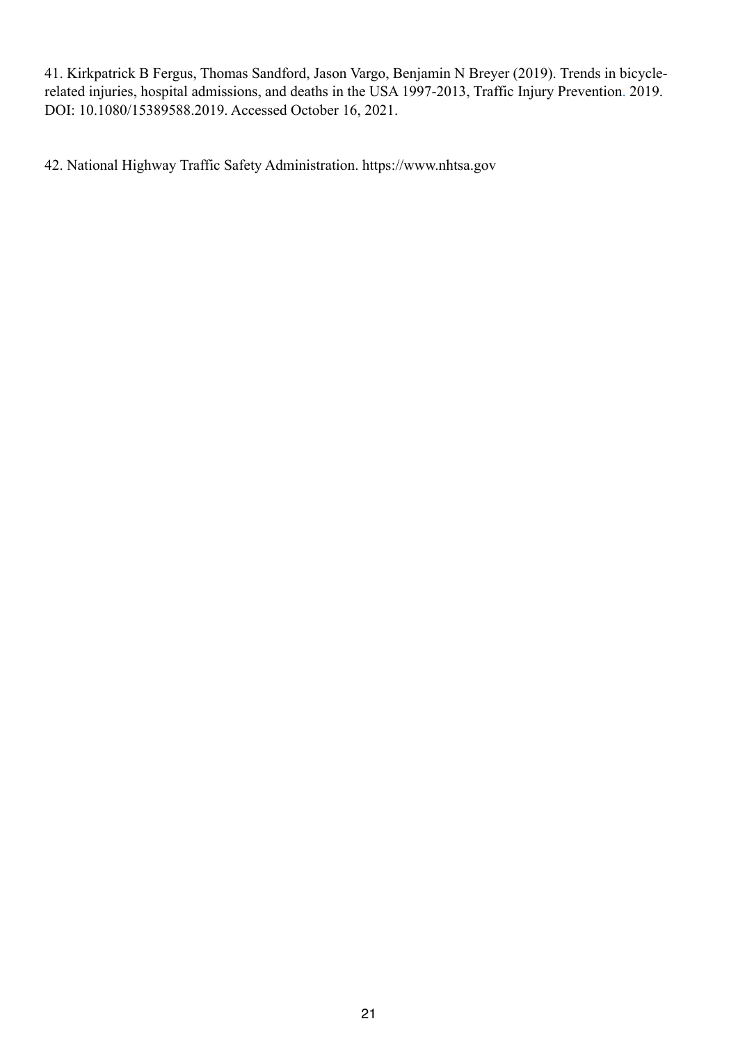41. Kirkpatrick B Fergus, Thomas Sandford, Jason Vargo, Benjamin N Breyer (2019). Trends in bicycle-related injuries, hospital admissions, and deaths in the USA 1997-2013, Traffic Injury Prevention. 2019. DOI: 10.1080/15389588.2019. Accessed October 16, 2021.

42. National Highway Traffic Safety Administration. https://www.nhtsa.gov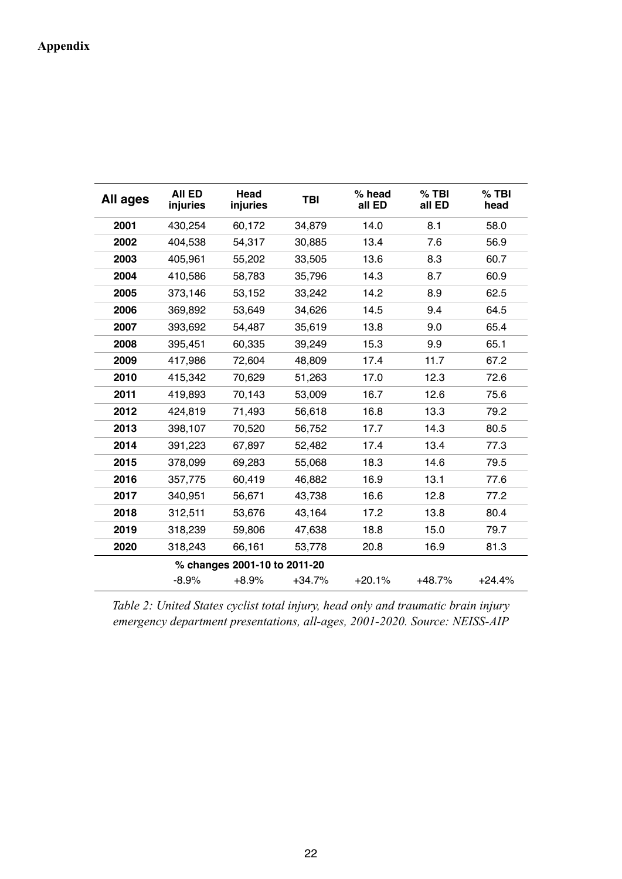**Appendix**

| All ages | All ED injuries | Head injuries | TBI | % head all ED | % TBI all ED | % TBI head |
|---|---|---|---|---|---|---|
| **2001** | 430,254 | 60,172 | 34,879 | 14.0 | 8.1 | 58.0 |
| **2002** | 404,538 | 54,317 | 30,885 | 13.4 | 7.6 | 56.9 |
| **2003** | 405,961 | 55,202 | 33,505 | 13.6 | 8.3 | 60.7 |
| **2004** | 410,586 | 58,783 | 35,796 | 14.3 | 8.7 | 60.9 |
| **2005** | 373,146 | 53,152 | 33,242 | 14.2 | 8.9 | 62.5 |
| **2006** | 369,892 | 53,649 | 34,626 | 14.5 | 9.4 | 64.5 |
| **2007** | 393,692 | 54,487 | 35,619 | 13.8 | 9.0 | 65.4 |
| **2008** | 395,451 | 60,335 | 39,249 | 15.3 | 9.9 | 65.1 |
| **2009** | 417,986 | 72,604 | 48,809 | 17.4 | 11.7 | 67.2 |
| **2010** | 415,342 | 70,629 | 51,263 | 17.0 | 12.3 | 72.6 |
| **2011** | 419,893 | 70,143 | 53,009 | 16.7 | 12.6 | 75.6 |
| **2012** | 424,819 | 71,493 | 56,618 | 16.8 | 13.3 | 79.2 |
| **2013** | 398,107 | 70,520 | 56,752 | 17.7 | 14.3 | 80.5 |
| **2014** | 391,223 | 67,897 | 52,482 | 17.4 | 13.4 | 77.3 |
| **2015** | 378,099 | 69,283 | 55,068 | 18.3 | 14.6 | 79.5 |
| **2016** | 357,775 | 60,419 | 46,882 | 16.9 | 13.1 | 77.6 |
| **2017** | 340,951 | 56,671 | 43,738 | 16.6 | 12.8 | 77.2 |
| **2018** | 312,511 | 53,676 | 43,164 | 17.2 | 13.8 | 80.4 |
| **2019** | 318,239 | 59,806 | 47,638 | 18.8 | 15.0 | 79.7 |
| **2020** | 318,243 | 66,161 | 53,778 | 20.8 | 16.9 | 81.3 |
| | % changes 2001-10 to 2011-20 | | | | | |
| | -8.9% | +8.9% | +34.7% | +20.1% | +48.7% | +24.4% |

*Table 2: United States cyclist total injury, head only and traumatic brain injury emergency department presentations, all-ages, 2001-2020. Source: NEISS-AIP*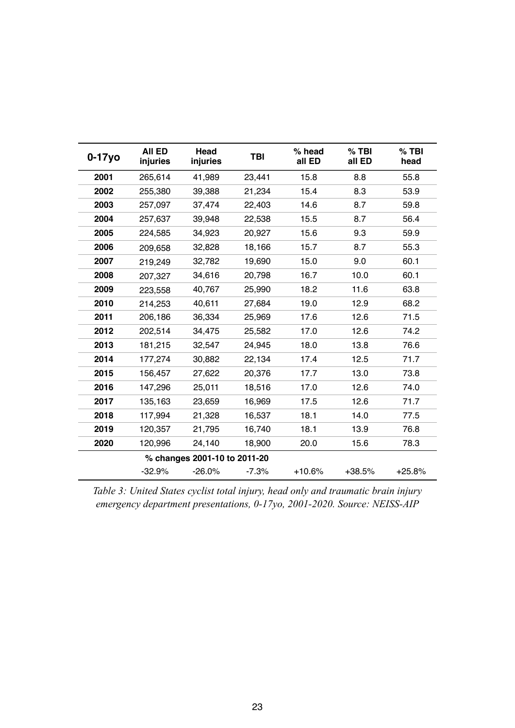| 0-17yo | All ED injuries | Head injuries | TBI | % head all ED | % TBI all ED | % TBI head |
|---|---|---|---|---|---|---|
| **2001** | 265,614 | 41,989 | 23,441 | 15.8 | 8.8 | 55.8 |
| **2002** | 255,380 | 39,388 | 21,234 | 15.4 | 8.3 | 53.9 |
| **2003** | 257,097 | 37,474 | 22,403 | 14.6 | 8.7 | 59.8 |
| **2004** | 257,637 | 39,948 | 22,538 | 15.5 | 8.7 | 56.4 |
| **2005** | 224,585 | 34,923 | 20,927 | 15.6 | 9.3 | 59.9 |
| **2006** | 209,658 | 32,828 | 18,166 | 15.7 | 8.7 | 55.3 |
| **2007** | 219,249 | 32,782 | 19,690 | 15.0 | 9.0 | 60.1 |
| **2008** | 207,327 | 34,616 | 20,798 | 16.7 | 10.0 | 60.1 |
| **2009** | 223,558 | 40,767 | 25,990 | 18.2 | 11.6 | 63.8 |
| **2010** | 214,253 | 40,611 | 27,684 | 19.0 | 12.9 | 68.2 |
| **2011** | 206,186 | 36,334 | 25,969 | 17.6 | 12.6 | 71.5 |
| **2012** | 202,514 | 34,475 | 25,582 | 17.0 | 12.6 | 74.2 |
| **2013** | 181,215 | 32,547 | 24,945 | 18.0 | 13.8 | 76.6 |
| **2014** | 177,274 | 30,882 | 22,134 | 17.4 | 12.5 | 71.7 |
| **2015** | 156,457 | 27,622 | 20,376 | 17.7 | 13.0 | 73.8 |
| **2016** | 147,296 | 25,011 | 18,516 | 17.0 | 12.6 | 74.0 |
| **2017** | 135,163 | 23,659 | 16,969 | 17.5 | 12.6 | 71.7 |
| **2018** | 117,994 | 21,328 | 16,537 | 18.1 | 14.0 | 77.5 |
| **2019** | 120,357 | 21,795 | 16,740 | 18.1 | 13.9 | 76.8 |
| **2020** | 120,996 | 24,140 | 18,900 | 20.0 | 15.6 | 78.3 |
| | **% changes 2001-10 to 2011-20** | | | | | |
| | -32.9% | -26.0% | -7.3% | +10.6% | +38.5% | +25.8% |

*Table 3: United States cyclist total injury, head only and traumatic brain injury emergency department presentations, 0-17yo, 2001-2020. Source: NEISS-AIP*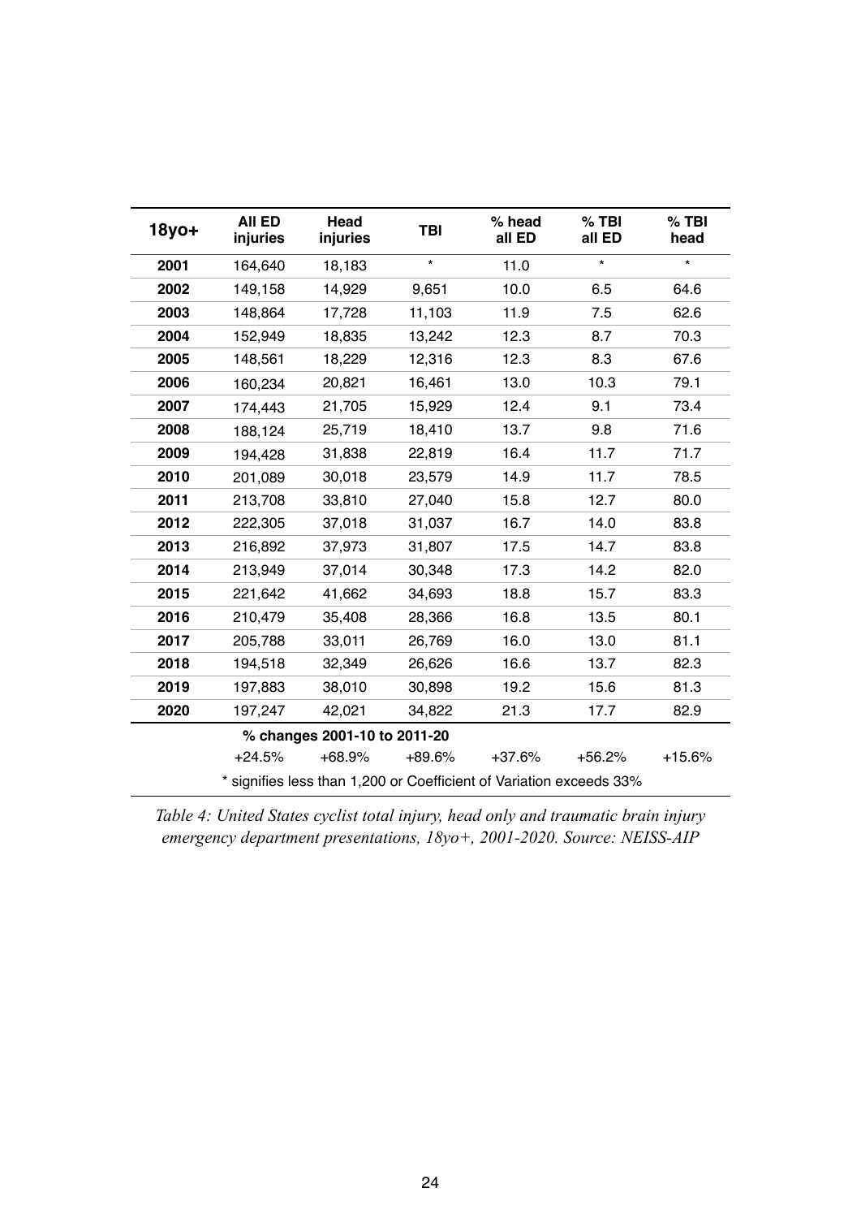| 18yo+ | All ED injuries | Head injuries | TBI | % head all ED | % TBI all ED | % TBI head |
|---|---|---|---|---|---|---|
| 2001 | 164,640 | 18,183 | * | 11.0 | * | * |
| 2002 | 149,158 | 14,929 | 9,651 | 10.0 | 6.5 | 64.6 |
| 2003 | 148,864 | 17,728 | 11,103 | 11.9 | 7.5 | 62.6 |
| 2004 | 152,949 | 18,835 | 13,242 | 12.3 | 8.7 | 70.3 |
| 2005 | 148,561 | 18,229 | 12,316 | 12.3 | 8.3 | 67.6 |
| 2006 | 160,234 | 20,821 | 16,461 | 13.0 | 10.3 | 79.1 |
| 2007 | 174,443 | 21,705 | 15,929 | 12.4 | 9.1 | 73.4 |
| 2008 | 188,124 | 25,719 | 18,410 | 13.7 | 9.8 | 71.6 |
| 2009 | 194,428 | 31,838 | 22,819 | 16.4 | 11.7 | 71.7 |
| 2010 | 201,089 | 30,018 | 23,579 | 14.9 | 11.7 | 78.5 |
| 2011 | 213,708 | 33,810 | 27,040 | 15.8 | 12.7 | 80.0 |
| 2012 | 222,305 | 37,018 | 31,037 | 16.7 | 14.0 | 83.8 |
| 2013 | 216,892 | 37,973 | 31,807 | 17.5 | 14.7 | 83.8 |
| 2014 | 213,949 | 37,014 | 30,348 | 17.3 | 14.2 | 82.0 |
| 2015 | 221,642 | 41,662 | 34,693 | 18.8 | 15.7 | 83.3 |
| 2016 | 210,479 | 35,408 | 28,366 | 16.8 | 13.5 | 80.1 |
| 2017 | 205,788 | 33,011 | 26,769 | 16.0 | 13.0 | 81.1 |
| 2018 | 194,518 | 32,349 | 26,626 | 16.6 | 13.7 | 82.3 |
| 2019 | 197,883 | 38,010 | 30,898 | 19.2 | 15.6 | 81.3 |
| 2020 | 197,247 | 42,021 | 34,822 | 21.3 | 17.7 | 82.9 |
| | **% changes 2001-10 to 2011-20** | | | | | |
| | +24.5% | +68.9% | +89.6% | +37.6% | +56.2% | +15.6% |

\* signifies less than 1,200 or Coefficient of Variation exceeds 33%

*Table 4: United States cyclist total injury, head only and traumatic brain injury emergency department presentations, 18yo+, 2001-2020. Source: NEISS-AIP*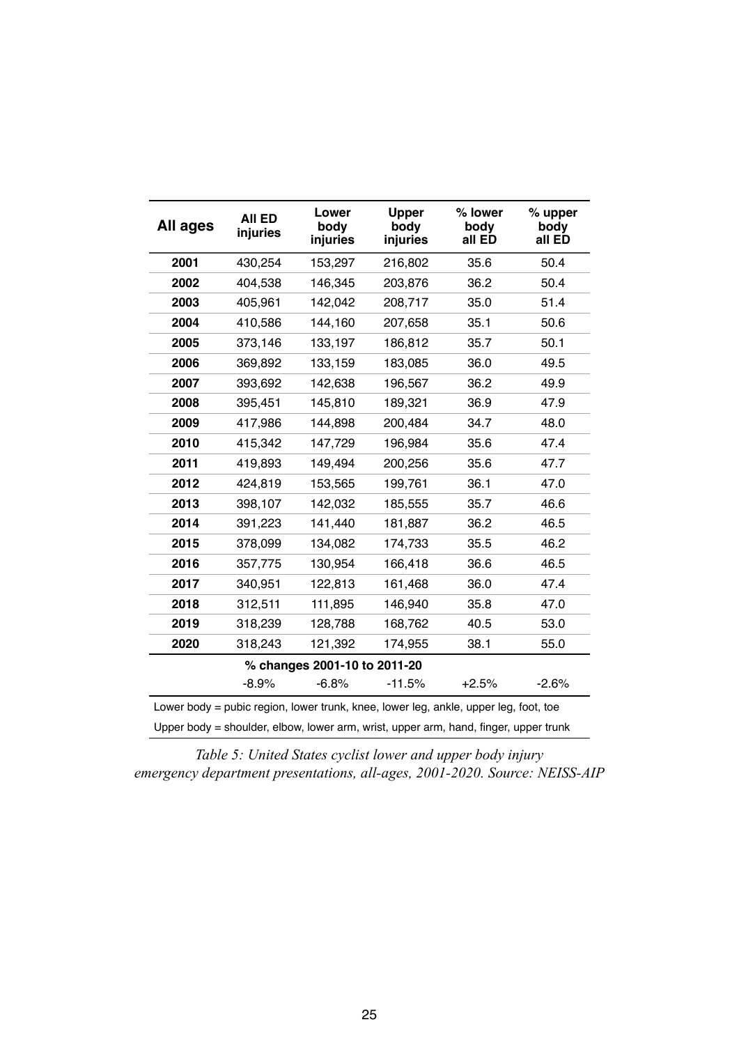| All ages | All ED injuries | Lower body injuries | Upper body injuries | % lower body all ED | % upper body all ED |
|---|---|---|---|---|---|
| **2001** | 430,254 | 153,297 | 216,802 | 35.6 | 50.4 |
| **2002** | 404,538 | 146,345 | 203,876 | 36.2 | 50.4 |
| **2003** | 405,961 | 142,042 | 208,717 | 35.0 | 51.4 |
| **2004** | 410,586 | 144,160 | 207,658 | 35.1 | 50.6 |
| **2005** | 373,146 | 133,197 | 186,812 | 35.7 | 50.1 |
| **2006** | 369,892 | 133,159 | 183,085 | 36.0 | 49.5 |
| **2007** | 393,692 | 142,638 | 196,567 | 36.2 | 49.9 |
| **2008** | 395,451 | 145,810 | 189,321 | 36.9 | 47.9 |
| **2009** | 417,986 | 144,898 | 200,484 | 34.7 | 48.0 |
| **2010** | 415,342 | 147,729 | 196,984 | 35.6 | 47.4 |
| **2011** | 419,893 | 149,494 | 200,256 | 35.6 | 47.7 |
| **2012** | 424,819 | 153,565 | 199,761 | 36.1 | 47.0 |
| **2013** | 398,107 | 142,032 | 185,555 | 35.7 | 46.6 |
| **2014** | 391,223 | 141,440 | 181,887 | 36.2 | 46.5 |
| **2015** | 378,099 | 134,082 | 174,733 | 35.5 | 46.2 |
| **2016** | 357,775 | 130,954 | 166,418 | 36.6 | 46.5 |
| **2017** | 340,951 | 122,813 | 161,468 | 36.0 | 47.4 |
| **2018** | 312,511 | 111,895 | 146,940 | 35.8 | 47.0 |
| **2019** | 318,239 | 128,788 | 168,762 | 40.5 | 53.0 |
| **2020** | 318,243 | 121,392 | 174,955 | 38.1 | 55.0 |
| | **% changes 2001-10 to 2011-20** | | | | |
| | -8.9% | -6.8% | -11.5% | +2.5% | -2.6% |

Lower body = pubic region, lower trunk, knee, lower leg, ankle, upper leg, foot, toe

Upper body = shoulder, elbow, lower arm, wrist, upper arm, hand, finger, upper trunk

*Table 5: United States cyclist lower and upper body injury emergency department presentations, all-ages, 2001-2020. Source: NEISS-AIP*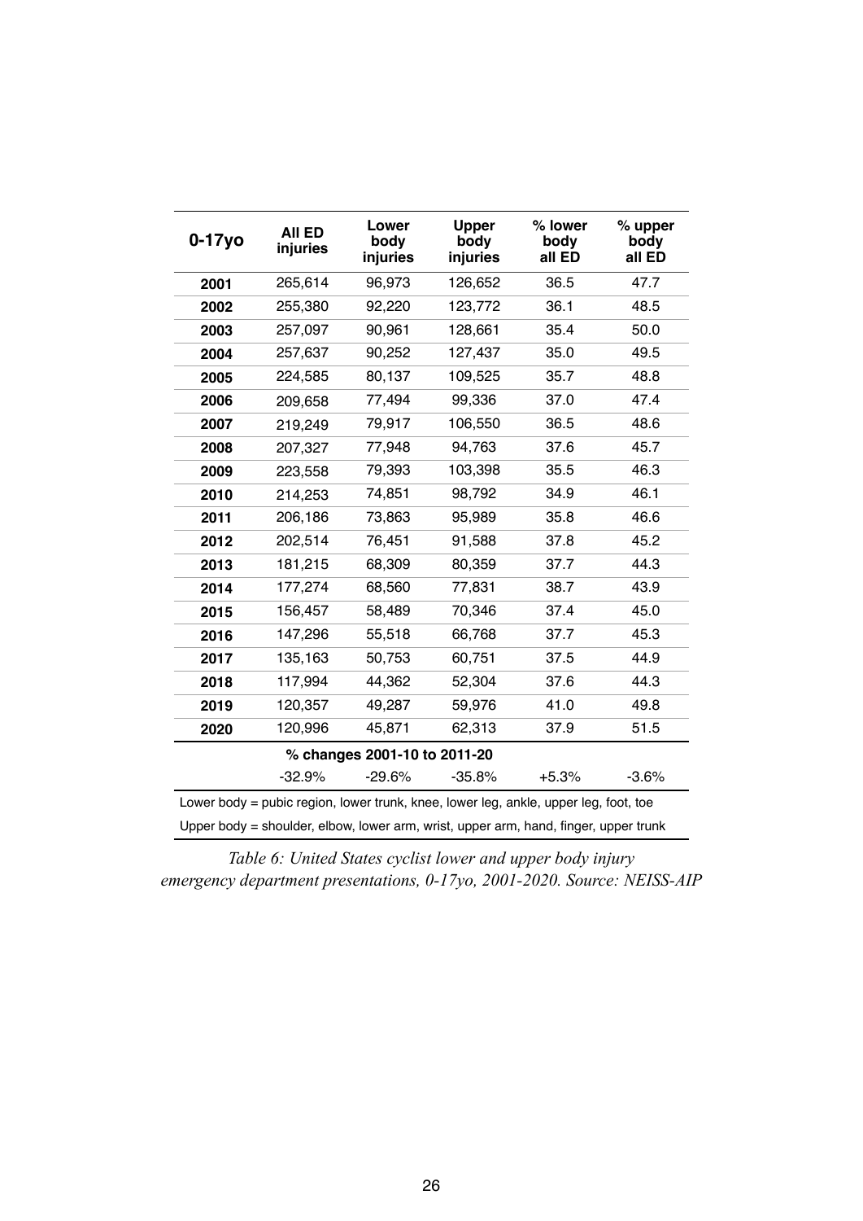| 0-17yo | All ED injuries | Lower body injuries | Upper body injuries | % lower body all ED | % upper body all ED |
|---|---|---|---|---|---|
| **2001** | 265,614 | 96,973 | 126,652 | 36.5 | 47.7 |
| **2002** | 255,380 | 92,220 | 123,772 | 36.1 | 48.5 |
| **2003** | 257,097 | 90,961 | 128,661 | 35.4 | 50.0 |
| **2004** | 257,637 | 90,252 | 127,437 | 35.0 | 49.5 |
| **2005** | 224,585 | 80,137 | 109,525 | 35.7 | 48.8 |
| **2006** | 209,658 | 77,494 | 99,336 | 37.0 | 47.4 |
| **2007** | 219,249 | 79,917 | 106,550 | 36.5 | 48.6 |
| **2008** | 207,327 | 77,948 | 94,763 | 37.6 | 45.7 |
| **2009** | 223,558 | 79,393 | 103,398 | 35.5 | 46.3 |
| **2010** | 214,253 | 74,851 | 98,792 | 34.9 | 46.1 |
| **2011** | 206,186 | 73,863 | 95,989 | 35.8 | 46.6 |
| **2012** | 202,514 | 76,451 | 91,588 | 37.8 | 45.2 |
| **2013** | 181,215 | 68,309 | 80,359 | 37.7 | 44.3 |
| **2014** | 177,274 | 68,560 | 77,831 | 38.7 | 43.9 |
| **2015** | 156,457 | 58,489 | 70,346 | 37.4 | 45.0 |
| **2016** | 147,296 | 55,518 | 66,768 | 37.7 | 45.3 |
| **2017** | 135,163 | 50,753 | 60,751 | 37.5 | 44.9 |
| **2018** | 117,994 | 44,362 | 52,304 | 37.6 | 44.3 |
| **2019** | 120,357 | 49,287 | 59,976 | 41.0 | 49.8 |
| **2020** | 120,996 | 45,871 | 62,313 | 37.9 | 51.5 |
| | **% changes 2001-10 to 2011-20** | | | | |
| | -32.9% | -29.6% | -35.8% | +5.3% | -3.6% |

Lower body = pubic region, lower trunk, knee, lower leg, ankle, upper leg, foot, toe

Upper body = shoulder, elbow, lower arm, wrist, upper arm, hand, finger, upper trunk

*Table 6: United States cyclist lower and upper body injury emergency department presentations, 0-17yo, 2001-2020. Source: NEISS-AIP*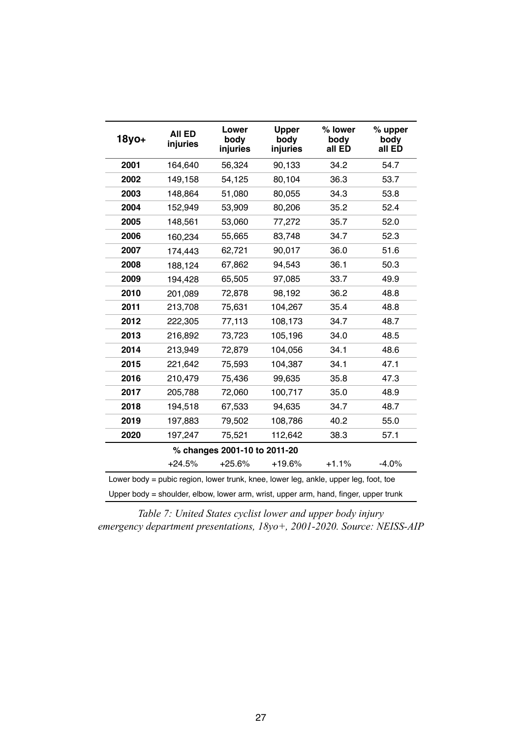| 18yo+ | All ED injuries | Lower body injuries | Upper body injuries | % lower body all ED | % upper body all ED |
|---|---|---|---|---|---|
| 2001 | 164,640 | 56,324 | 90,133 | 34.2 | 54.7 |
| 2002 | 149,158 | 54,125 | 80,104 | 36.3 | 53.7 |
| 2003 | 148,864 | 51,080 | 80,055 | 34.3 | 53.8 |
| 2004 | 152,949 | 53,909 | 80,206 | 35.2 | 52.4 |
| 2005 | 148,561 | 53,060 | 77,272 | 35.7 | 52.0 |
| 2006 | 160,234 | 55,665 | 83,748 | 34.7 | 52.3 |
| 2007 | 174,443 | 62,721 | 90,017 | 36.0 | 51.6 |
| 2008 | 188,124 | 67,862 | 94,543 | 36.1 | 50.3 |
| 2009 | 194,428 | 65,505 | 97,085 | 33.7 | 49.9 |
| 2010 | 201,089 | 72,878 | 98,192 | 36.2 | 48.8 |
| 2011 | 213,708 | 75,631 | 104,267 | 35.4 | 48.8 |
| 2012 | 222,305 | 77,113 | 108,173 | 34.7 | 48.7 |
| 2013 | 216,892 | 73,723 | 105,196 | 34.0 | 48.5 |
| 2014 | 213,949 | 72,879 | 104,056 | 34.1 | 48.6 |
| 2015 | 221,642 | 75,593 | 104,387 | 34.1 | 47.1 |
| 2016 | 210,479 | 75,436 | 99,635 | 35.8 | 47.3 |
| 2017 | 205,788 | 72,060 | 100,717 | 35.0 | 48.9 |
| 2018 | 194,518 | 67,533 | 94,635 | 34.7 | 48.7 |
| 2019 | 197,883 | 79,502 | 108,786 | 40.2 | 55.0 |
| 2020 | 197,247 | 75,521 | 112,642 | 38.3 | 57.1 |
| **% changes 2001-10 to 2011-20** | | | | | |
| | +24.5% | +25.6% | +19.6% | +1.1% | -4.0% |

Lower body = pubic region, lower trunk, knee, lower leg, ankle, upper leg, foot, toe

Upper body = shoulder, elbow, lower arm, wrist, upper arm, hand, finger, upper trunk

*Table 7: United States cyclist lower and upper body injury emergency department presentations, 18yo+, 2001-2020. Source: NEISS-AIP*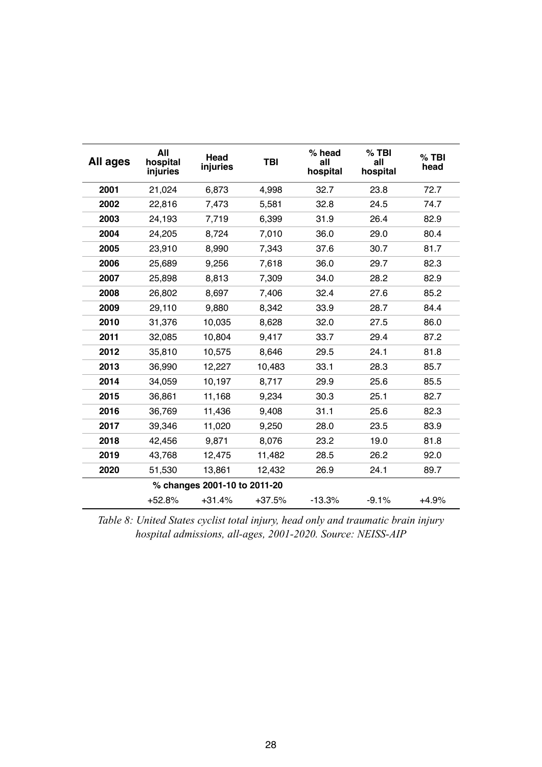| All ages | All hospital injuries | Head injuries | TBI | % head all hospital | % TBI all hospital | % TBI head |
|---|---|---|---|---|---|---|
| **2001** | 21,024 | 6,873 | 4,998 | 32.7 | 23.8 | 72.7 |
| **2002** | 22,816 | 7,473 | 5,581 | 32.8 | 24.5 | 74.7 |
| **2003** | 24,193 | 7,719 | 6,399 | 31.9 | 26.4 | 82.9 |
| **2004** | 24,205 | 8,724 | 7,010 | 36.0 | 29.0 | 80.4 |
| **2005** | 23,910 | 8,990 | 7,343 | 37.6 | 30.7 | 81.7 |
| **2006** | 25,689 | 9,256 | 7,618 | 36.0 | 29.7 | 82.3 |
| **2007** | 25,898 | 8,813 | 7,309 | 34.0 | 28.2 | 82.9 |
| **2008** | 26,802 | 8,697 | 7,406 | 32.4 | 27.6 | 85.2 |
| **2009** | 29,110 | 9,880 | 8,342 | 33.9 | 28.7 | 84.4 |
| **2010** | 31,376 | 10,035 | 8,628 | 32.0 | 27.5 | 86.0 |
| **2011** | 32,085 | 10,804 | 9,417 | 33.7 | 29.4 | 87.2 |
| **2012** | 35,810 | 10,575 | 8,646 | 29.5 | 24.1 | 81.8 |
| **2013** | 36,990 | 12,227 | 10,483 | 33.1 | 28.3 | 85.7 |
| **2014** | 34,059 | 10,197 | 8,717 | 29.9 | 25.6 | 85.5 |
| **2015** | 36,861 | 11,168 | 9,234 | 30.3 | 25.1 | 82.7 |
| **2016** | 36,769 | 11,436 | 9,408 | 31.1 | 25.6 | 82.3 |
| **2017** | 39,346 | 11,020 | 9,250 | 28.0 | 23.5 | 83.9 |
| **2018** | 42,456 | 9,871 | 8,076 | 23.2 | 19.0 | 81.8 |
| **2019** | 43,768 | 12,475 | 11,482 | 28.5 | 26.2 | 92.0 |
| **2020** | 51,530 | 13,861 | 12,432 | 26.9 | 24.1 | 89.7 |
| | **% changes 2001-10 to 2011-20** | | | | | |
| | +52.8% | +31.4% | +37.5% | -13.3% | -9.1% | +4.9% |

*Table 8: United States cyclist total injury, head only and traumatic brain injury hospital admissions, all-ages, 2001-2020. Source: NEISS-AIP*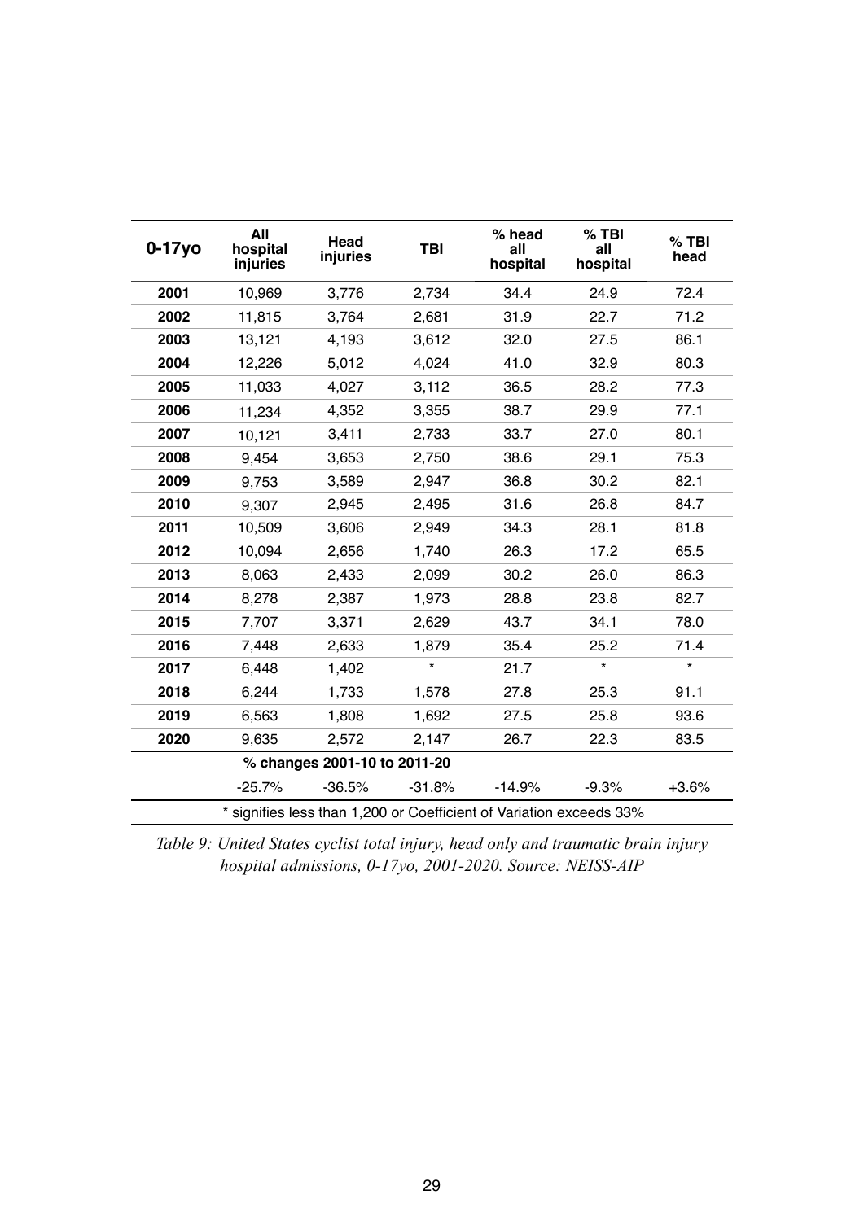| 0-17yo | All hospital injuries | Head injuries | TBI | % head all hospital | % TBI all hospital | % TBI head |
|---|---|---|---|---|---|---|
| **2001** | 10,969 | 3,776 | 2,734 | 34.4 | 24.9 | 72.4 |
| **2002** | 11,815 | 3,764 | 2,681 | 31.9 | 22.7 | 71.2 |
| **2003** | 13,121 | 4,193 | 3,612 | 32.0 | 27.5 | 86.1 |
| **2004** | 12,226 | 5,012 | 4,024 | 41.0 | 32.9 | 80.3 |
| **2005** | 11,033 | 4,027 | 3,112 | 36.5 | 28.2 | 77.3 |
| **2006** | 11,234 | 4,352 | 3,355 | 38.7 | 29.9 | 77.1 |
| **2007** | 10,121 | 3,411 | 2,733 | 33.7 | 27.0 | 80.1 |
| **2008** | 9,454 | 3,653 | 2,750 | 38.6 | 29.1 | 75.3 |
| **2009** | 9,753 | 3,589 | 2,947 | 36.8 | 30.2 | 82.1 |
| **2010** | 9,307 | 2,945 | 2,495 | 31.6 | 26.8 | 84.7 |
| **2011** | 10,509 | 3,606 | 2,949 | 34.3 | 28.1 | 81.8 |
| **2012** | 10,094 | 2,656 | 1,740 | 26.3 | 17.2 | 65.5 |
| **2013** | 8,063 | 2,433 | 2,099 | 30.2 | 26.0 | 86.3 |
| **2014** | 8,278 | 2,387 | 1,973 | 28.8 | 23.8 | 82.7 |
| **2015** | 7,707 | 3,371 | 2,629 | 43.7 | 34.1 | 78.0 |
| **2016** | 7,448 | 2,633 | 1,879 | 35.4 | 25.2 | 71.4 |
| **2017** | 6,448 | 1,402 | * | 21.7 | * | * |
| **2018** | 6,244 | 1,733 | 1,578 | 27.8 | 25.3 | 91.1 |
| **2019** | 6,563 | 1,808 | 1,692 | 27.5 | 25.8 | 93.6 |
| **2020** | 9,635 | 2,572 | 2,147 | 26.7 | 22.3 | 83.5 |
| | **% changes 2001-10 to 2011-20** | | | | | |
| | -25.7% | -36.5% | -31.8% | -14.9% | -9.3% | +3.6% |

\* signifies less than 1,200 or Coefficient of Variation exceeds 33%

*Table 9: United States cyclist total injury, head only and traumatic brain injury hospital admissions, 0-17yo, 2001-2020. Source: NEISS-AIP*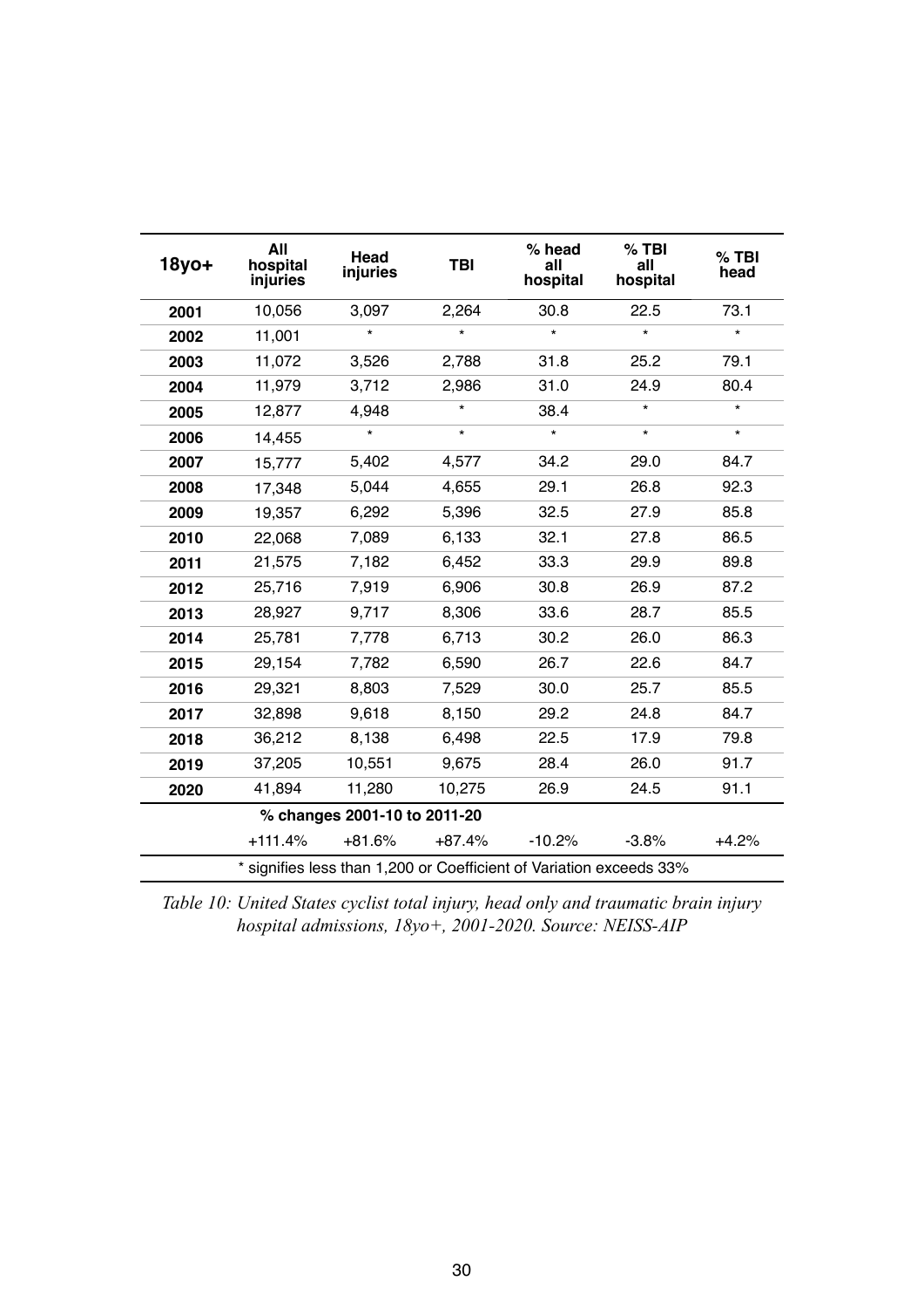| 18yo+ | All hospital injuries | Head injuries | TBI | % head all hospital | % TBI all hospital | % TBI head |
|---|---|---|---|---|---|---|
| 2001 | 10,056 | 3,097 | 2,264 | 30.8 | 22.5 | 73.1 |
| 2002 | 11,001 | * | * | * | * | * |
| 2003 | 11,072 | 3,526 | 2,788 | 31.8 | 25.2 | 79.1 |
| 2004 | 11,979 | 3,712 | 2,986 | 31.0 | 24.9 | 80.4 |
| 2005 | 12,877 | 4,948 | * | 38.4 | * | * |
| 2006 | 14,455 | * | * | * | * | * |
| 2007 | 15,777 | 5,402 | 4,577 | 34.2 | 29.0 | 84.7 |
| 2008 | 17,348 | 5,044 | 4,655 | 29.1 | 26.8 | 92.3 |
| 2009 | 19,357 | 6,292 | 5,396 | 32.5 | 27.9 | 85.8 |
| 2010 | 22,068 | 7,089 | 6,133 | 32.1 | 27.8 | 86.5 |
| 2011 | 21,575 | 7,182 | 6,452 | 33.3 | 29.9 | 89.8 |
| 2012 | 25,716 | 7,919 | 6,906 | 30.8 | 26.9 | 87.2 |
| 2013 | 28,927 | 9,717 | 8,306 | 33.6 | 28.7 | 85.5 |
| 2014 | 25,781 | 7,778 | 6,713 | 30.2 | 26.0 | 86.3 |
| 2015 | 29,154 | 7,782 | 6,590 | 26.7 | 22.6 | 84.7 |
| 2016 | 29,321 | 8,803 | 7,529 | 30.0 | 25.7 | 85.5 |
| 2017 | 32,898 | 9,618 | 8,150 | 29.2 | 24.8 | 84.7 |
| 2018 | 36,212 | 8,138 | 6,498 | 22.5 | 17.9 | 79.8 |
| 2019 | 37,205 | 10,551 | 9,675 | 28.4 | 26.0 | 91.7 |
| 2020 | 41,894 | 11,280 | 10,275 | 26.9 | 24.5 | 91.1 |
| | **% changes 2001-10 to 2011-20** | | | | | |
| | +111.4% | +81.6% | +87.4% | -10.2% | -3.8% | +4.2% |

\* signifies less than 1,200 or Coefficient of Variation exceeds 33%

*Table 10: United States cyclist total injury, head only and traumatic brain injury hospital admissions, 18yo+, 2001-2020. Source: NEISS-AIP*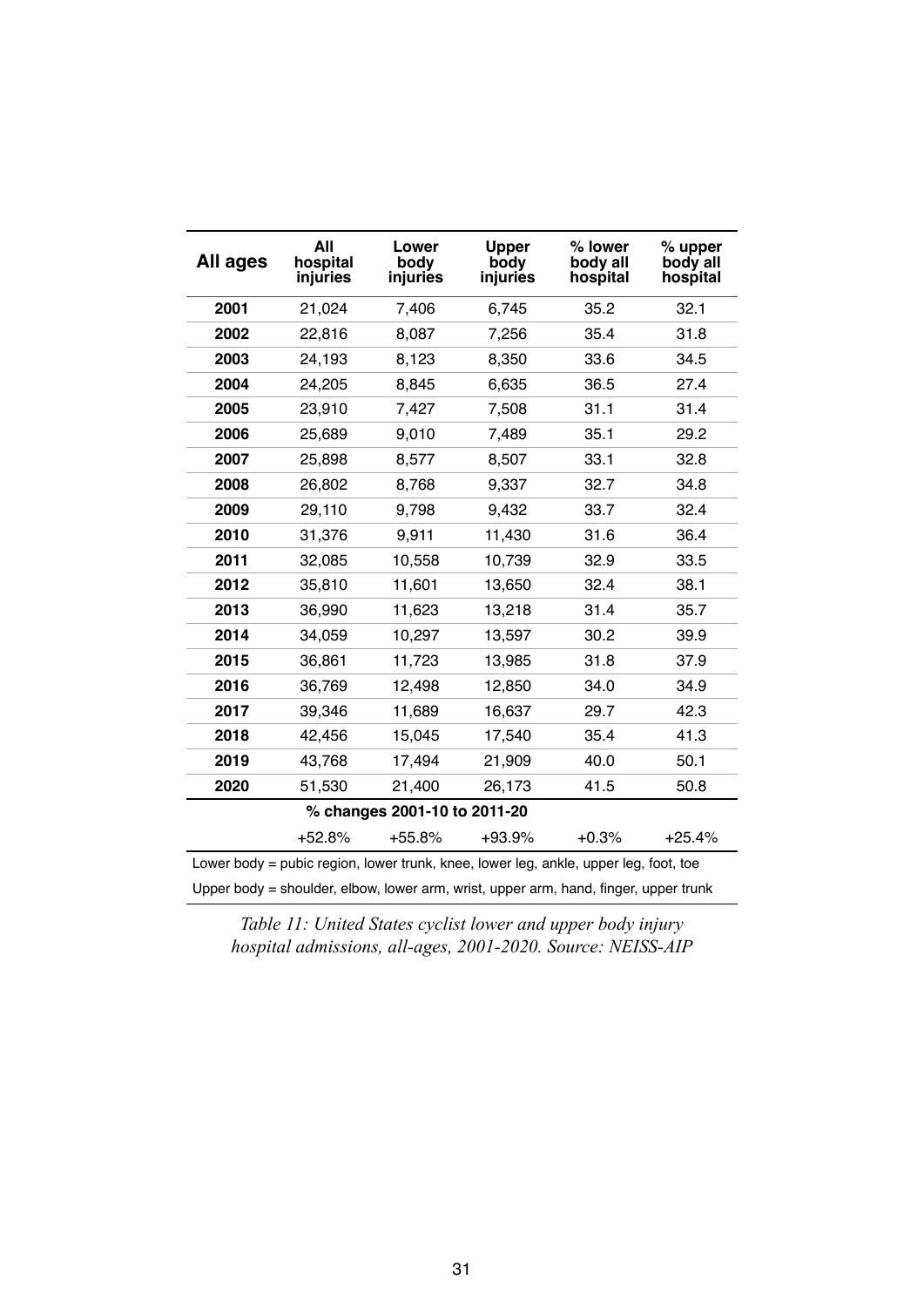| All ages | All hospital injuries | Lower body injuries | Upper body injuries | % lower body all hospital | % upper body all hospital |
|---|---|---|---|---|---|
| **2001** | 21,024 | 7,406 | 6,745 | 35.2 | 32.1 |
| **2002** | 22,816 | 8,087 | 7,256 | 35.4 | 31.8 |
| **2003** | 24,193 | 8,123 | 8,350 | 33.6 | 34.5 |
| **2004** | 24,205 | 8,845 | 6,635 | 36.5 | 27.4 |
| **2005** | 23,910 | 7,427 | 7,508 | 31.1 | 31.4 |
| **2006** | 25,689 | 9,010 | 7,489 | 35.1 | 29.2 |
| **2007** | 25,898 | 8,577 | 8,507 | 33.1 | 32.8 |
| **2008** | 26,802 | 8,768 | 9,337 | 32.7 | 34.8 |
| **2009** | 29,110 | 9,798 | 9,432 | 33.7 | 32.4 |
| **2010** | 31,376 | 9,911 | 11,430 | 31.6 | 36.4 |
| **2011** | 32,085 | 10,558 | 10,739 | 32.9 | 33.5 |
| **2012** | 35,810 | 11,601 | 13,650 | 32.4 | 38.1 |
| **2013** | 36,990 | 11,623 | 13,218 | 31.4 | 35.7 |
| **2014** | 34,059 | 10,297 | 13,597 | 30.2 | 39.9 |
| **2015** | 36,861 | 11,723 | 13,985 | 31.8 | 37.9 |
| **2016** | 36,769 | 12,498 | 12,850 | 34.0 | 34.9 |
| **2017** | 39,346 | 11,689 | 16,637 | 29.7 | 42.3 |
| **2018** | 42,456 | 15,045 | 17,540 | 35.4 | 41.3 |
| **2019** | 43,768 | 17,494 | 21,909 | 40.0 | 50.1 |
| **2020** | 51,530 | 21,400 | 26,173 | 41.5 | 50.8 |
| | **% changes 2001-10 to 2011-20** | | | | |
| | +52.8% | +55.8% | +93.9% | +0.3% | +25.4% |

Lower body = pubic region, lower trunk, knee, lower leg, ankle, upper leg, foot, toe

Upper body = shoulder, elbow, lower arm, wrist, upper arm, hand, finger, upper trunk

*Table 11: United States cyclist lower and upper body injury hospital admissions, all-ages, 2001-2020. Source: NEISS-AIP*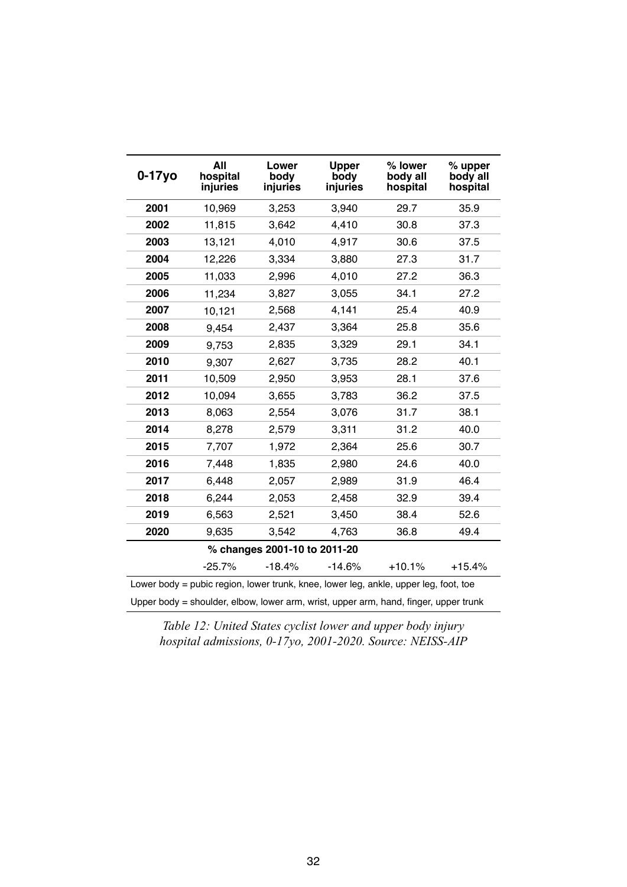| 0-17yo | All hospital injuries | Lower body injuries | Upper body injuries | % lower body all hospital | % upper body all hospital |
|---|---|---|---|---|---|
| 2001 | 10,969 | 3,253 | 3,940 | 29.7 | 35.9 |
| 2002 | 11,815 | 3,642 | 4,410 | 30.8 | 37.3 |
| 2003 | 13,121 | 4,010 | 4,917 | 30.6 | 37.5 |
| 2004 | 12,226 | 3,334 | 3,880 | 27.3 | 31.7 |
| 2005 | 11,033 | 2,996 | 4,010 | 27.2 | 36.3 |
| 2006 | 11,234 | 3,827 | 3,055 | 34.1 | 27.2 |
| 2007 | 10,121 | 2,568 | 4,141 | 25.4 | 40.9 |
| 2008 | 9,454 | 2,437 | 3,364 | 25.8 | 35.6 |
| 2009 | 9,753 | 2,835 | 3,329 | 29.1 | 34.1 |
| 2010 | 9,307 | 2,627 | 3,735 | 28.2 | 40.1 |
| 2011 | 10,509 | 2,950 | 3,953 | 28.1 | 37.6 |
| 2012 | 10,094 | 3,655 | 3,783 | 36.2 | 37.5 |
| 2013 | 8,063 | 2,554 | 3,076 | 31.7 | 38.1 |
| 2014 | 8,278 | 2,579 | 3,311 | 31.2 | 40.0 |
| 2015 | 7,707 | 1,972 | 2,364 | 25.6 | 30.7 |
| 2016 | 7,448 | 1,835 | 2,980 | 24.6 | 40.0 |
| 2017 | 6,448 | 2,057 | 2,989 | 31.9 | 46.4 |
| 2018 | 6,244 | 2,053 | 2,458 | 32.9 | 39.4 |
| 2019 | 6,563 | 2,521 | 3,450 | 38.4 | 52.6 |
| 2020 | 9,635 | 3,542 | 4,763 | 36.8 | 49.4 |
| | **% changes 2001-10 to 2011-20** | | | | |
| | -25.7% | -18.4% | -14.6% | +10.1% | +15.4% |

Lower body = pubic region, lower trunk, knee, lower leg, ankle, upper leg, foot, toe

Upper body = shoulder, elbow, lower arm, wrist, upper arm, hand, finger, upper trunk

*Table 12: United States cyclist lower and upper body injury hospital admissions, 0-17yo, 2001-2020. Source: NEISS-AIP*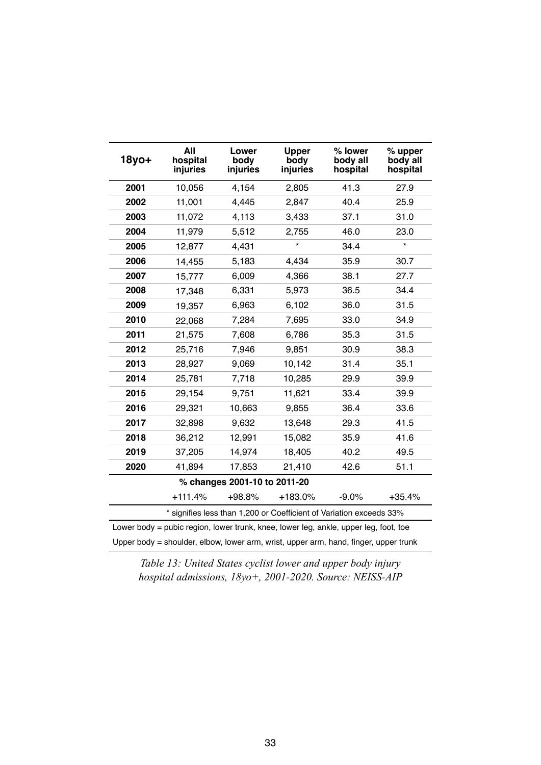| 18yo+ | All hospital injuries | Lower body injuries | Upper body injuries | % lower body all hospital | % upper body all hospital |
|---|---|---|---|---|---|
| 2001 | 10,056 | 4,154 | 2,805 | 41.3 | 27.9 |
| 2002 | 11,001 | 4,445 | 2,847 | 40.4 | 25.9 |
| 2003 | 11,072 | 4,113 | 3,433 | 37.1 | 31.0 |
| 2004 | 11,979 | 5,512 | 2,755 | 46.0 | 23.0 |
| 2005 | 12,877 | 4,431 | * | 34.4 | * |
| 2006 | 14,455 | 5,183 | 4,434 | 35.9 | 30.7 |
| 2007 | 15,777 | 6,009 | 4,366 | 38.1 | 27.7 |
| 2008 | 17,348 | 6,331 | 5,973 | 36.5 | 34.4 |
| 2009 | 19,357 | 6,963 | 6,102 | 36.0 | 31.5 |
| 2010 | 22,068 | 7,284 | 7,695 | 33.0 | 34.9 |
| 2011 | 21,575 | 7,608 | 6,786 | 35.3 | 31.5 |
| 2012 | 25,716 | 7,946 | 9,851 | 30.9 | 38.3 |
| 2013 | 28,927 | 9,069 | 10,142 | 31.4 | 35.1 |
| 2014 | 25,781 | 7,718 | 10,285 | 29.9 | 39.9 |
| 2015 | 29,154 | 9,751 | 11,621 | 33.4 | 39.9 |
| 2016 | 29,321 | 10,663 | 9,855 | 36.4 | 33.6 |
| 2017 | 32,898 | 9,632 | 13,648 | 29.3 | 41.5 |
| 2018 | 36,212 | 12,991 | 15,082 | 35.9 | 41.6 |
| 2019 | 37,205 | 14,974 | 18,405 | 40.2 | 49.5 |
| 2020 | 41,894 | 17,853 | 21,410 | 42.6 | 51.1 |
| | **% changes 2001-10 to 2011-20** | | | | |
| | +111.4% | +98.8% | +183.0% | -9.0% | +35.4% |

\* signifies less than 1,200 or Coefficient of Variation exceeds 33%

Lower body = pubic region, lower trunk, knee, lower leg, ankle, upper leg, foot, toe

Upper body = shoulder, elbow, lower arm, wrist, upper arm, hand, finger, upper trunk

*Table 13: United States cyclist lower and upper body injury hospital admissions, 18yo+, 2001-2020. Source: NEISS-AIP*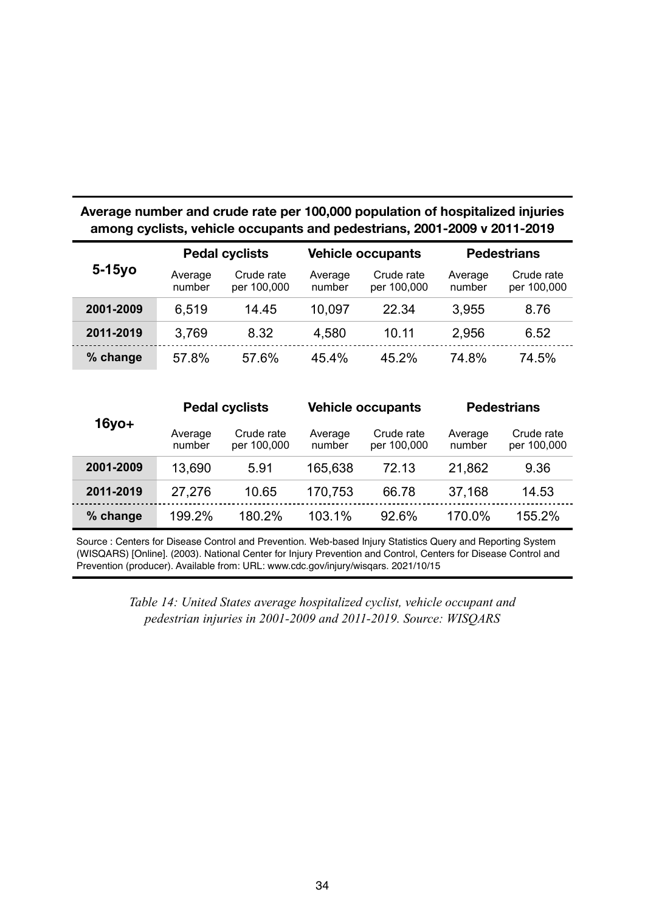**Average number and crude rate per 100,000 population of hospitalized injuries among cyclists, vehicle occupants and pedestrians, 2001-2009 v 2011-2019**

| 5-15yo | Pedal cyclists | | Vehicle occupants | | Pedestrians | |
|---|---|---|---|---|---|---|
| | Average number | Crude rate per 100,000 | Average number | Crude rate per 100,000 | Average number | Crude rate per 100,000 |
| **2001-2009** | 6,519 | 14.45 | 10,097 | 22.34 | 3,955 | 8.76 |
| **2011-2019** | 3,769 | 8.32 | 4,580 | 10.11 | 2,956 | 6.52 |
| **% change** | 57.8% | 57.6% | 45.4% | 45.2% | 74.8% | 74.5% |

| 16yo+ | Pedal cyclists | | Vehicle occupants | | Pedestrians | |
|---|---|---|---|---|---|---|
| | Average number | Crude rate per 100,000 | Average number | Crude rate per 100,000 | Average number | Crude rate per 100,000 |
| **2001-2009** | 13,690 | 5.91 | 165,638 | 72.13 | 21,862 | 9.36 |
| **2011-2019** | 27,276 | 10.65 | 170,753 | 66.78 | 37,168 | 14.53 |
| **% change** | 199.2% | 180.2% | 103.1% | 92.6% | 170.0% | 155.2% |

Source : Centers for Disease Control and Prevention. Web-based Injury Statistics Query and Reporting System (WISQARS) [Online]. (2003). National Center for Injury Prevention and Control, Centers for Disease Control and Prevention (producer). Available from: URL: www.cdc.gov/injury/wisqars. 2021/10/15

*Table 14: United States average hospitalized cyclist, vehicle occupant and pedestrian injuries in 2001-2009 and 2011-2019. Source: WISQARS*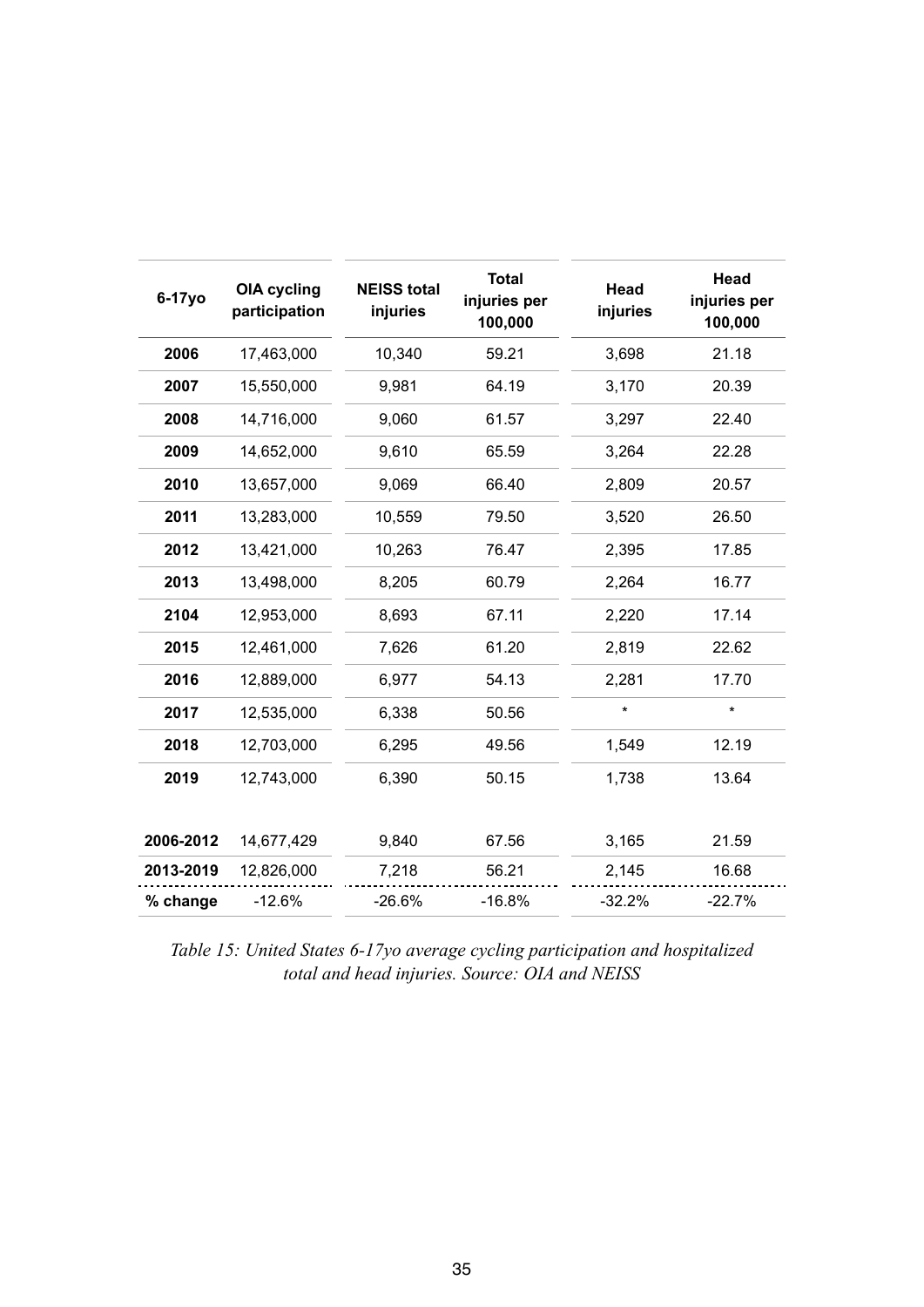| 6-17yo | OIA cycling participation | NEISS total injuries | Total injuries per 100,000 | Head injuries | Head injuries per 100,000 |
|---|---|---|---|---|---|
| **2006** | 17,463,000 | 10,340 | 59.21 | 3,698 | 21.18 |
| **2007** | 15,550,000 | 9,981 | 64.19 | 3,170 | 20.39 |
| **2008** | 14,716,000 | 9,060 | 61.57 | 3,297 | 22.40 |
| **2009** | 14,652,000 | 9,610 | 65.59 | 3,264 | 22.28 |
| **2010** | 13,657,000 | 9,069 | 66.40 | 2,809 | 20.57 |
| **2011** | 13,283,000 | 10,559 | 79.50 | 3,520 | 26.50 |
| **2012** | 13,421,000 | 10,263 | 76.47 | 2,395 | 17.85 |
| **2013** | 13,498,000 | 8,205 | 60.79 | 2,264 | 16.77 |
| **2104** | 12,953,000 | 8,693 | 67.11 | 2,220 | 17.14 |
| **2015** | 12,461,000 | 7,626 | 61.20 | 2,819 | 22.62 |
| **2016** | 12,889,000 | 6,977 | 54.13 | 2,281 | 17.70 |
| **2017** | 12,535,000 | 6,338 | 50.56 | * | * |
| **2018** | 12,703,000 | 6,295 | 49.56 | 1,549 | 12.19 |
| **2019** | 12,743,000 | 6,390 | 50.15 | 1,738 | 13.64 |
| | | | | | |
| **2006-2012** | 14,677,429 | 9,840 | 67.56 | 3,165 | 21.59 |
| **2013-2019** | 12,826,000 | 7,218 | 56.21 | 2,145 | 16.68 |
| **% change** | -12.6% | -26.6% | -16.8% | -32.2% | -22.7% |

*Table 15: United States 6-17yo average cycling participation and hospitalized total and head injuries. Source: OIA and NEISS*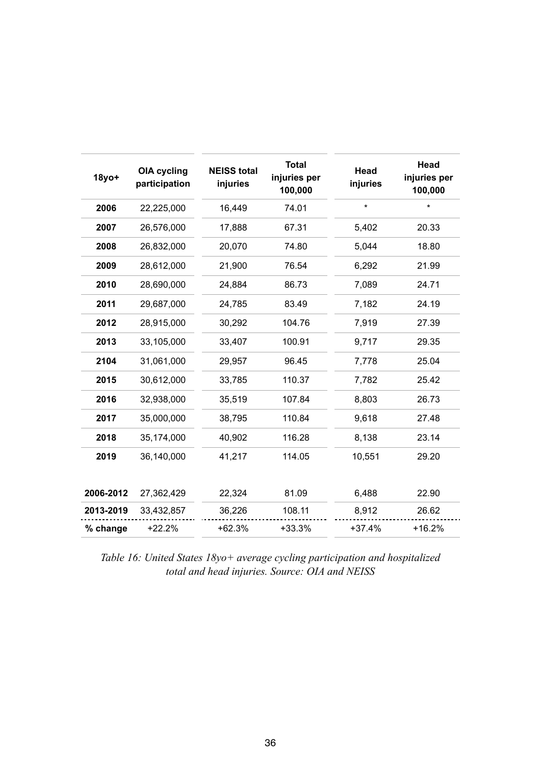| 18yo+ | OIA cycling participation | NEISS total injuries | Total injuries per 100,000 | Head injuries | Head injuries per 100,000 |
|---|---|---|---|---|---|
| **2006** | 22,225,000 | 16,449 | 74.01 | * | * |
| **2007** | 26,576,000 | 17,888 | 67.31 | 5,402 | 20.33 |
| **2008** | 26,832,000 | 20,070 | 74.80 | 5,044 | 18.80 |
| **2009** | 28,612,000 | 21,900 | 76.54 | 6,292 | 21.99 |
| **2010** | 28,690,000 | 24,884 | 86.73 | 7,089 | 24.71 |
| **2011** | 29,687,000 | 24,785 | 83.49 | 7,182 | 24.19 |
| **2012** | 28,915,000 | 30,292 | 104.76 | 7,919 | 27.39 |
| **2013** | 33,105,000 | 33,407 | 100.91 | 9,717 | 29.35 |
| **2104** | 31,061,000 | 29,957 | 96.45 | 7,778 | 25.04 |
| **2015** | 30,612,000 | 33,785 | 110.37 | 7,782 | 25.42 |
| **2016** | 32,938,000 | 35,519 | 107.84 | 8,803 | 26.73 |
| **2017** | 35,000,000 | 38,795 | 110.84 | 9,618 | 27.48 |
| **2018** | 35,174,000 | 40,902 | 116.28 | 8,138 | 23.14 |
| **2019** | 36,140,000 | 41,217 | 114.05 | 10,551 | 29.20 |
| | | | | | |
| **2006-2012** | 27,362,429 | 22,324 | 81.09 | 6,488 | 22.90 |
| **2013-2019** | 33,432,857 | 36,226 | 108.11 | 8,912 | 26.62 |
| **% change** | +22.2% | +62.3% | +33.3% | +37.4% | +16.2% |

*Table 16: United States 18yo+ average cycling participation and hospitalized total and head injuries. Source: OIA and NEISS*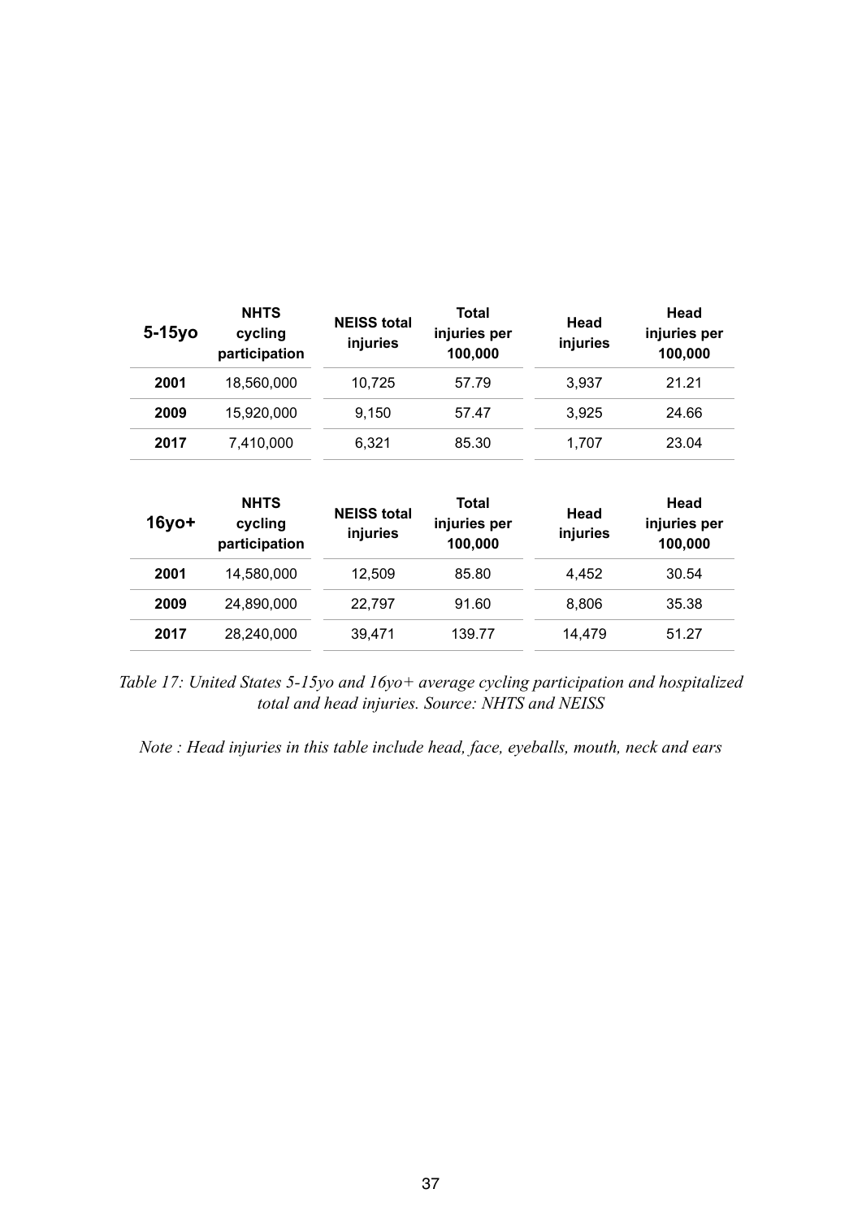| 5-15yo | NHTS cycling participation | NEISS total injuries | Total injuries per 100,000 | Head injuries | Head injuries per 100,000 |
|---|---|---|---|---|---|
| 2001 | 18,560,000 | 10,725 | 57.79 | 3,937 | 21.21 |
| 2009 | 15,920,000 | 9,150 | 57.47 | 3,925 | 24.66 |
| 2017 | 7,410,000 | 6,321 | 85.30 | 1,707 | 23.04 |

| 16yo+ | NHTS cycling participation | NEISS total injuries | Total injuries per 100,000 | Head injuries | Head injuries per 100,000 |
|---|---|---|---|---|---|
| 2001 | 14,580,000 | 12,509 | 85.80 | 4,452 | 30.54 |
| 2009 | 24,890,000 | 22,797 | 91.60 | 8,806 | 35.38 |
| 2017 | 28,240,000 | 39,471 | 139.77 | 14,479 | 51.27 |

*Table 17: United States 5-15yo and 16yo+ average cycling participation and hospitalized total and head injuries. Source: NHTS and NEISS*

*Note : Head injuries in this table include head, face, eyeballs, mouth, neck and ears*